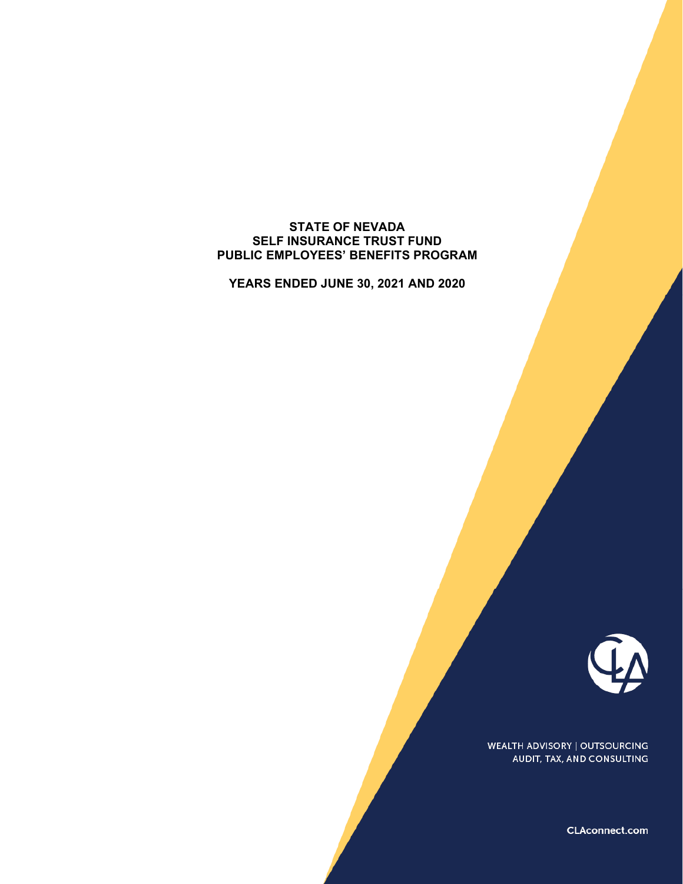# STATE OF NEVADA
# SELF INSURANCE TRUST FUND
# PUBLIC EMPLOYEES' BENEFITS PROGRAM

## YEARS ENDED JUNE 30, 2021 AND 2020

WEALTH ADVISORY | OUTSOURCING
AUDIT, TAX, AND CONSULTING

CLAconnect.com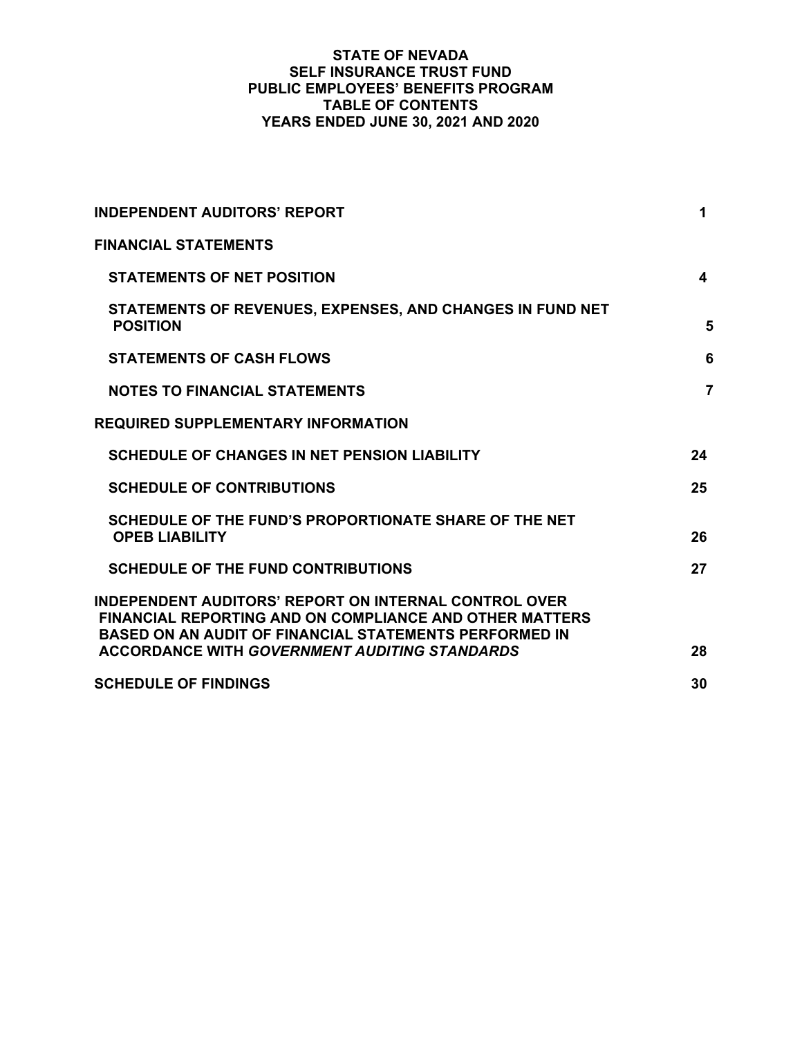**STATE OF NEVADA**
**SELF INSURANCE TRUST FUND**
**PUBLIC EMPLOYEES' BENEFITS PROGRAM**
**TABLE OF CONTENTS**
**YEARS ENDED JUNE 30, 2021 AND 2020**

| | |
|---|---|
| **INDEPENDENT AUDITORS' REPORT** | **1** |
| **FINANCIAL STATEMENTS** | |
| **STATEMENTS OF NET POSITION** | **4** |
| **STATEMENTS OF REVENUES, EXPENSES, AND CHANGES IN FUND NET POSITION** | **5** |
| **STATEMENTS OF CASH FLOWS** | **6** |
| **NOTES TO FINANCIAL STATEMENTS** | **7** |
| **REQUIRED SUPPLEMENTARY INFORMATION** | |
| **SCHEDULE OF CHANGES IN NET PENSION LIABILITY** | **24** |
| **SCHEDULE OF CONTRIBUTIONS** | **25** |
| **SCHEDULE OF THE FUND'S PROPORTIONATE SHARE OF THE NET OPEB LIABILITY** | **26** |
| **SCHEDULE OF THE FUND CONTRIBUTIONS** | **27** |
| **INDEPENDENT AUDITORS' REPORT ON INTERNAL CONTROL OVER FINANCIAL REPORTING AND ON COMPLIANCE AND OTHER MATTERS BASED ON AN AUDIT OF FINANCIAL STATEMENTS PERFORMED IN ACCORDANCE WITH *GOVERNMENT AUDITING STANDARDS*** | **28** |
| **SCHEDULE OF FINDINGS** | **30** |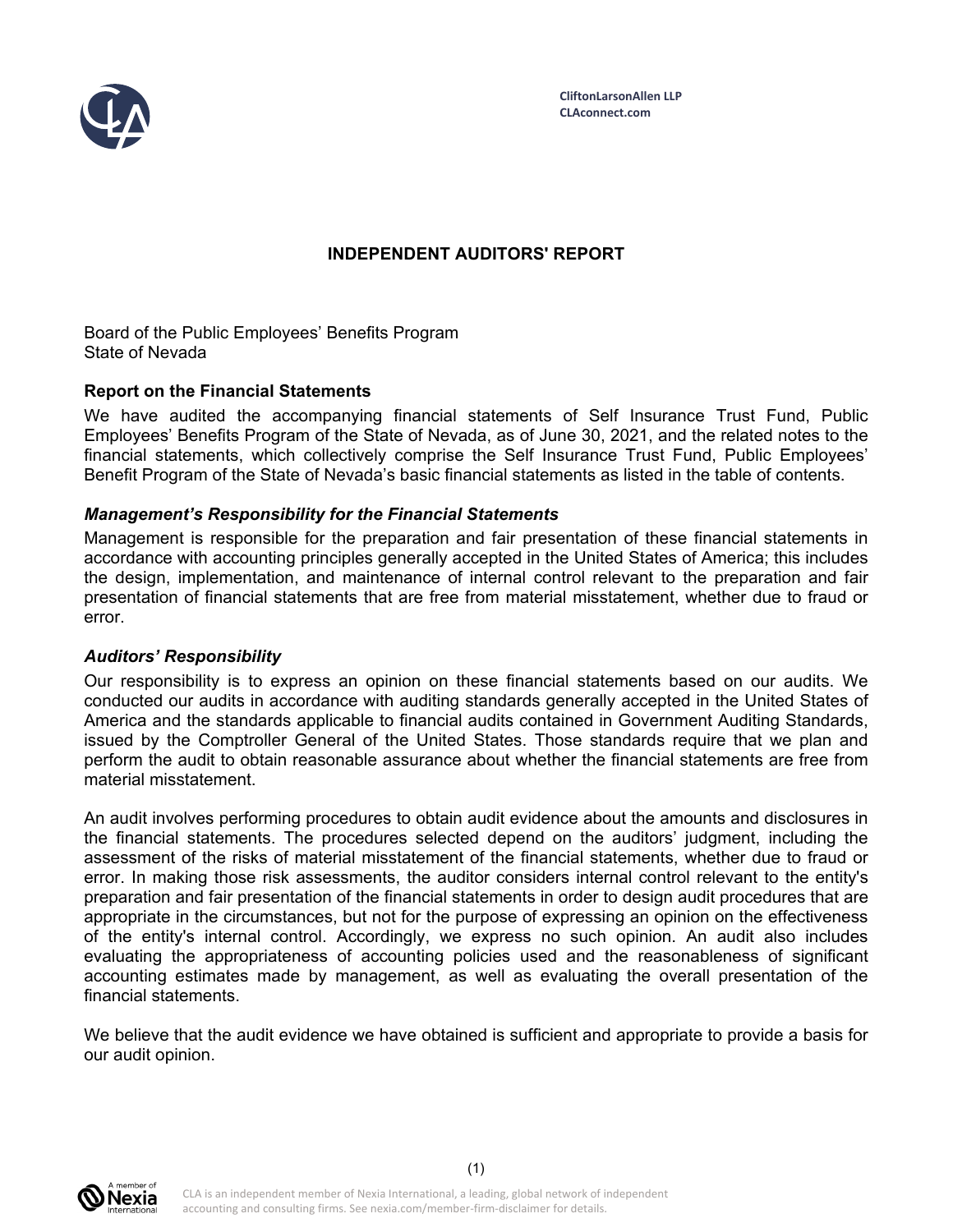CliftonLarsonAllen LLP
CLAconnect.com

# INDEPENDENT AUDITORS' REPORT

Board of the Public Employees' Benefits Program
State of Nevada

## Report on the Financial Statements

We have audited the accompanying financial statements of Self Insurance Trust Fund, Public Employees' Benefits Program of the State of Nevada, as of June 30, 2021, and the related notes to the financial statements, which collectively comprise the Self Insurance Trust Fund, Public Employees' Benefit Program of the State of Nevada's basic financial statements as listed in the table of contents.

### *Management's Responsibility for the Financial Statements*

Management is responsible for the preparation and fair presentation of these financial statements in accordance with accounting principles generally accepted in the United States of America; this includes the design, implementation, and maintenance of internal control relevant to the preparation and fair presentation of financial statements that are free from material misstatement, whether due to fraud or error.

### *Auditors' Responsibility*

Our responsibility is to express an opinion on these financial statements based on our audits. We conducted our audits in accordance with auditing standards generally accepted in the United States of America and the standards applicable to financial audits contained in Government Auditing Standards, issued by the Comptroller General of the United States. Those standards require that we plan and perform the audit to obtain reasonable assurance about whether the financial statements are free from material misstatement.

An audit involves performing procedures to obtain audit evidence about the amounts and disclosures in the financial statements. The procedures selected depend on the auditors' judgment, including the assessment of the risks of material misstatement of the financial statements, whether due to fraud or error. In making those risk assessments, the auditor considers internal control relevant to the entity's preparation and fair presentation of the financial statements in order to design audit procedures that are appropriate in the circumstances, but not for the purpose of expressing an opinion on the effectiveness of the entity's internal control. Accordingly, we express no such opinion. An audit also includes evaluating the appropriateness of accounting policies used and the reasonableness of significant accounting estimates made by management, as well as evaluating the overall presentation of the financial statements.

We believe that the audit evidence we have obtained is sufficient and appropriate to provide a basis for our audit opinion.

CLA is an independent member of Nexia International, a leading, global network of independent accounting and consulting firms. See nexia.com/member-firm-disclaimer for details.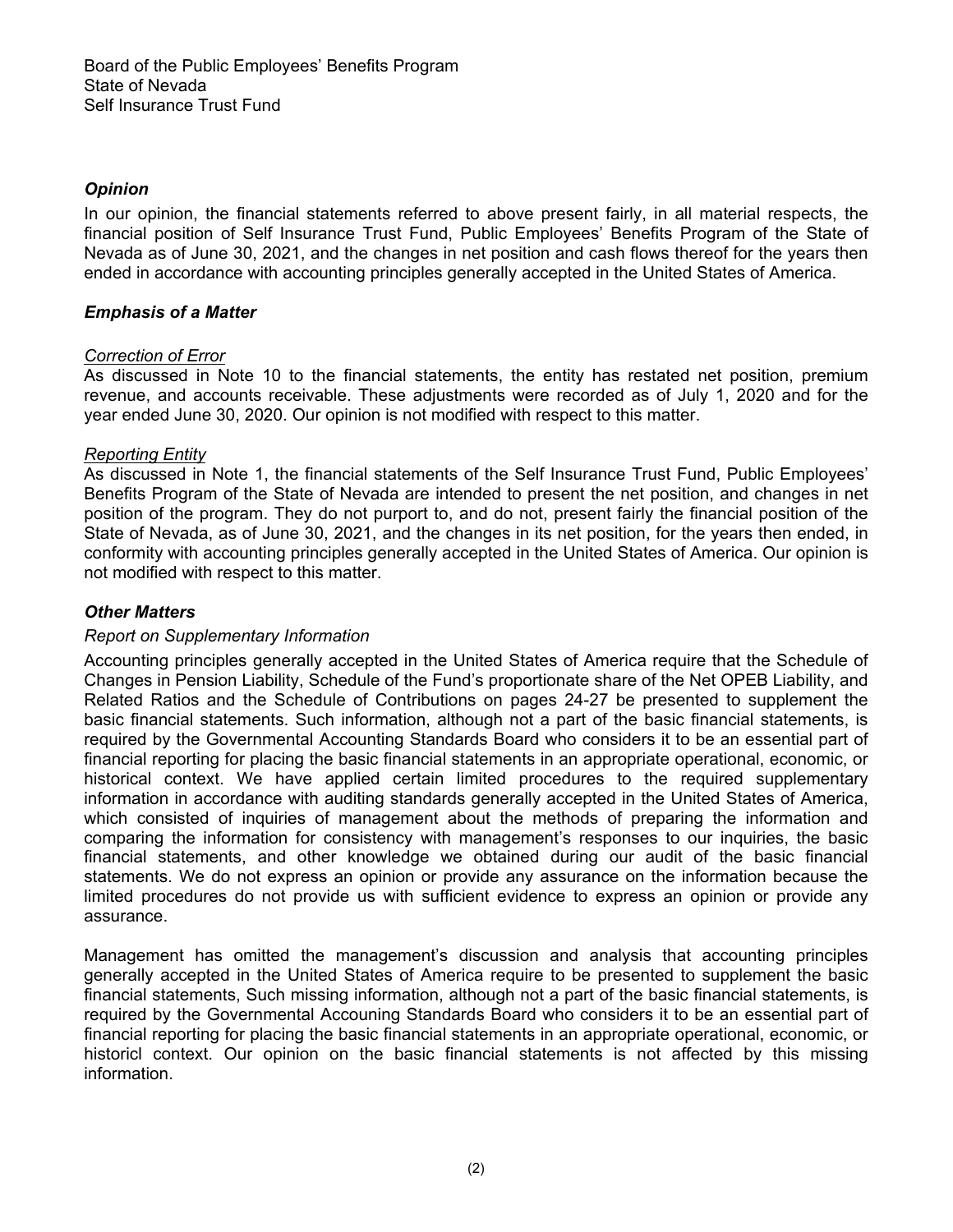Board of the Public Employees' Benefits Program
State of Nevada
Self Insurance Trust Fund

### *Opinion*

In our opinion, the financial statements referred to above present fairly, in all material respects, the financial position of Self Insurance Trust Fund, Public Employees' Benefits Program of the State of Nevada as of June 30, 2021, and the changes in net position and cash flows thereof for the years then ended in accordance with accounting principles generally accepted in the United States of America.

### *Emphasis of a Matter*

*Correction of Error*

As discussed in Note 10 to the financial statements, the entity has restated net position, premium revenue, and accounts receivable. These adjustments were recorded as of July 1, 2020 and for the year ended June 30, 2020. Our opinion is not modified with respect to this matter.

*Reporting Entity*

As discussed in Note 1, the financial statements of the Self Insurance Trust Fund, Public Employees' Benefits Program of the State of Nevada are intended to present the net position, and changes in net position of the program. They do not purport to, and do not, present fairly the financial position of the State of Nevada, as of June 30, 2021, and the changes in its net position, for the years then ended, in conformity with accounting principles generally accepted in the United States of America. Our opinion is not modified with respect to this matter.

### *Other Matters*

*Report on Supplementary Information*

Accounting principles generally accepted in the United States of America require that the Schedule of Changes in Pension Liability, Schedule of the Fund's proportionate share of the Net OPEB Liability, and Related Ratios and the Schedule of Contributions on pages 24-27 be presented to supplement the basic financial statements. Such information, although not a part of the basic financial statements, is required by the Governmental Accounting Standards Board who considers it to be an essential part of financial reporting for placing the basic financial statements in an appropriate operational, economic, or historical context. We have applied certain limited procedures to the required supplementary information in accordance with auditing standards generally accepted in the United States of America, which consisted of inquiries of management about the methods of preparing the information and comparing the information for consistency with management's responses to our inquiries, the basic financial statements, and other knowledge we obtained during our audit of the basic financial statements. We do not express an opinion or provide any assurance on the information because the limited procedures do not provide us with sufficient evidence to express an opinion or provide any assurance.

Management has omitted the management's discussion and analysis that accounting principles generally accepted in the United States of America require to be presented to supplement the basic financial statements, Such missing information, although not a part of the basic financial statements, is required by the Governmental Accouning Standards Board who considers it to be an essential part of financial reporting for placing the basic financial statements in an appropriate operational, economic, or historicl context. Our opinion on the basic financial statements is not affected by this missing information.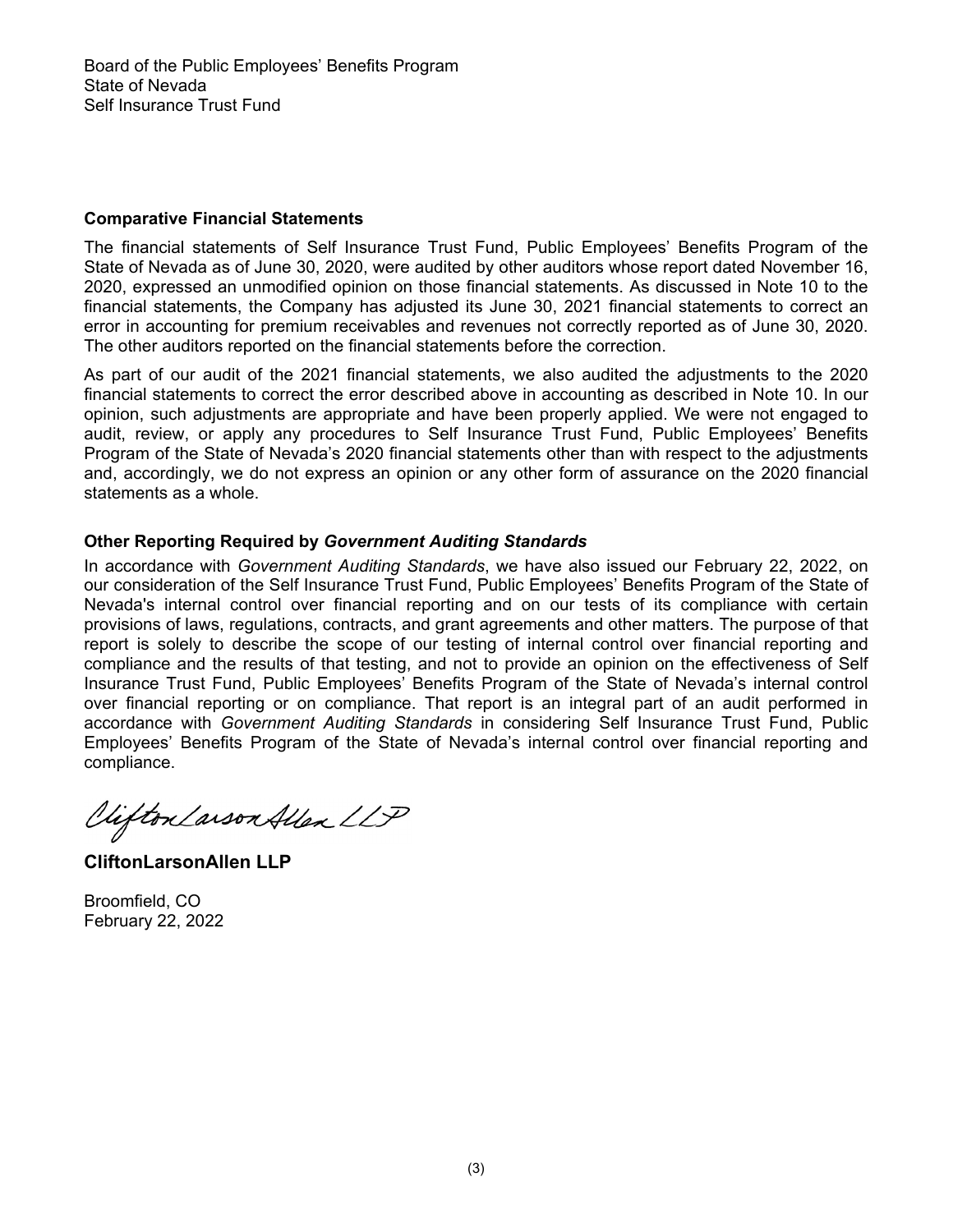Board of the Public Employees' Benefits Program
State of Nevada
Self Insurance Trust Fund

**Comparative Financial Statements**

The financial statements of Self Insurance Trust Fund, Public Employees' Benefits Program of the State of Nevada as of June 30, 2020, were audited by other auditors whose report dated November 16, 2020, expressed an unmodified opinion on those financial statements. As discussed in Note 10 to the financial statements, the Company has adjusted its June 30, 2021 financial statements to correct an error in accounting for premium receivables and revenues not correctly reported as of June 30, 2020. The other auditors reported on the financial statements before the correction.

As part of our audit of the 2021 financial statements, we also audited the adjustments to the 2020 financial statements to correct the error described above in accounting as described in Note 10. In our opinion, such adjustments are appropriate and have been properly applied. We were not engaged to audit, review, or apply any procedures to Self Insurance Trust Fund, Public Employees' Benefits Program of the State of Nevada's 2020 financial statements other than with respect to the adjustments and, accordingly, we do not express an opinion or any other form of assurance on the 2020 financial statements as a whole.

**Other Reporting Required by *Government Auditing Standards***

In accordance with *Government Auditing Standards*, we have also issued our February 22, 2022, on our consideration of the Self Insurance Trust Fund, Public Employees' Benefits Program of the State of Nevada's internal control over financial reporting and on our tests of its compliance with certain provisions of laws, regulations, contracts, and grant agreements and other matters. The purpose of that report is solely to describe the scope of our testing of internal control over financial reporting and compliance and the results of that testing, and not to provide an opinion on the effectiveness of Self Insurance Trust Fund, Public Employees' Benefits Program of the State of Nevada's internal control over financial reporting or on compliance. That report is an integral part of an audit performed in accordance with *Government Auditing Standards* in considering Self Insurance Trust Fund, Public Employees' Benefits Program of the State of Nevada's internal control over financial reporting and compliance.

CliftonLarsonAllen LLP

**CliftonLarsonAllen LLP**

Broomfield, CO
February 22, 2022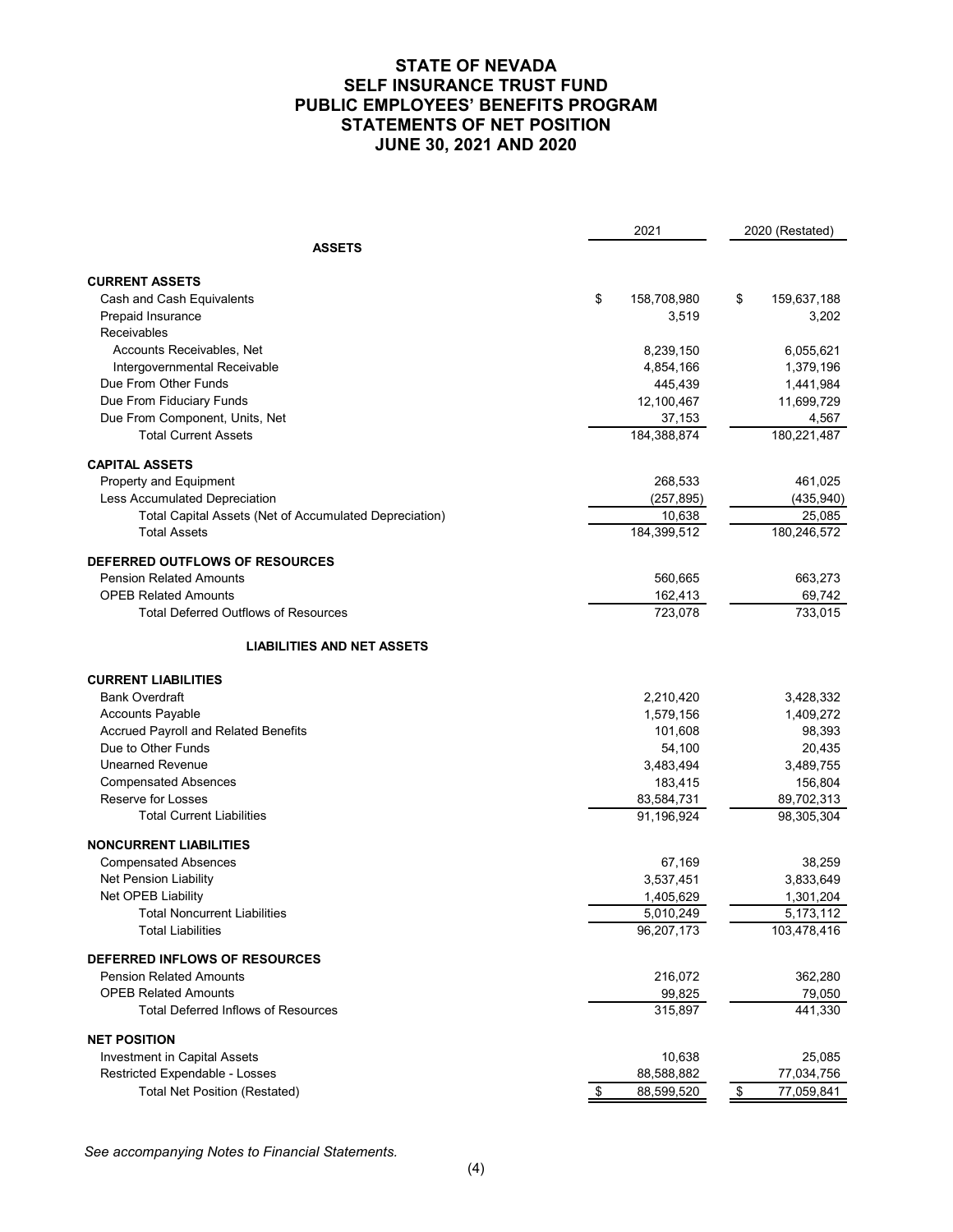# STATE OF NEVADA
# SELF INSURANCE TRUST FUND
# PUBLIC EMPLOYEES' BENEFITS PROGRAM
# STATEMENTS OF NET POSITION
# JUNE 30, 2021 AND 2020

| | 2021 | 2020 (Restated) |
|---|---|---|
| **ASSETS** | | |
| **CURRENT ASSETS** | | |
| Cash and Cash Equivalents | $ 158,708,980 | $ 159,637,188 |
| Prepaid Insurance | 3,519 | 3,202 |
| Receivables | | |
| Accounts Receivables, Net | 8,239,150 | 6,055,621 |
| Intergovernmental Receivable | 4,854,166 | 1,379,196 |
| Due From Other Funds | 445,439 | 1,441,984 |
| Due From Fiduciary Funds | 12,100,467 | 11,699,729 |
| Due From Component, Units, Net | 37,153 | 4,567 |
| Total Current Assets | 184,388,874 | 180,221,487 |
| **CAPITAL ASSETS** | | |
| Property and Equipment | 268,533 | 461,025 |
| Less Accumulated Depreciation | (257,895) | (435,940) |
| Total Capital Assets (Net of Accumulated Depreciation) | 10,638 | 25,085 |
| Total Assets | 184,399,512 | 180,246,572 |
| **DEFERRED OUTFLOWS OF RESOURCES** | | |
| Pension Related Amounts | 560,665 | 663,273 |
| OPEB Related Amounts | 162,413 | 69,742 |
| Total Deferred Outflows of Resources | 723,078 | 733,015 |
| **LIABILITIES AND NET ASSETS** | | |
| **CURRENT LIABILITIES** | | |
| Bank Overdraft | 2,210,420 | 3,428,332 |
| Accounts Payable | 1,579,156 | 1,409,272 |
| Accrued Payroll and Related Benefits | 101,608 | 98,393 |
| Due to Other Funds | 54,100 | 20,435 |
| Unearned Revenue | 3,483,494 | 3,489,755 |
| Compensated Absences | 183,415 | 156,804 |
| Reserve for Losses | 83,584,731 | 89,702,313 |
| Total Current Liabilities | 91,196,924 | 98,305,304 |
| **NONCURRENT LIABILITIES** | | |
| Compensated Absences | 67,169 | 38,259 |
| Net Pension Liability | 3,537,451 | 3,833,649 |
| Net OPEB Liability | 1,405,629 | 1,301,204 |
| Total Noncurrent Liabilities | 5,010,249 | 5,173,112 |
| Total Liabilities | 96,207,173 | 103,478,416 |
| **DEFERRED INFLOWS OF RESOURCES** | | |
| Pension Related Amounts | 216,072 | 362,280 |
| OPEB Related Amounts | 99,825 | 79,050 |
| Total Deferred Inflows of Resources | 315,897 | 441,330 |
| **NET POSITION** | | |
| Investment in Capital Assets | 10,638 | 25,085 |
| Restricted Expendable - Losses | 88,588,882 | 77,034,756 |
| Total Net Position (Restated) | $ 88,599,520 | $ 77,059,841 |

*See accompanying Notes to Financial Statements.*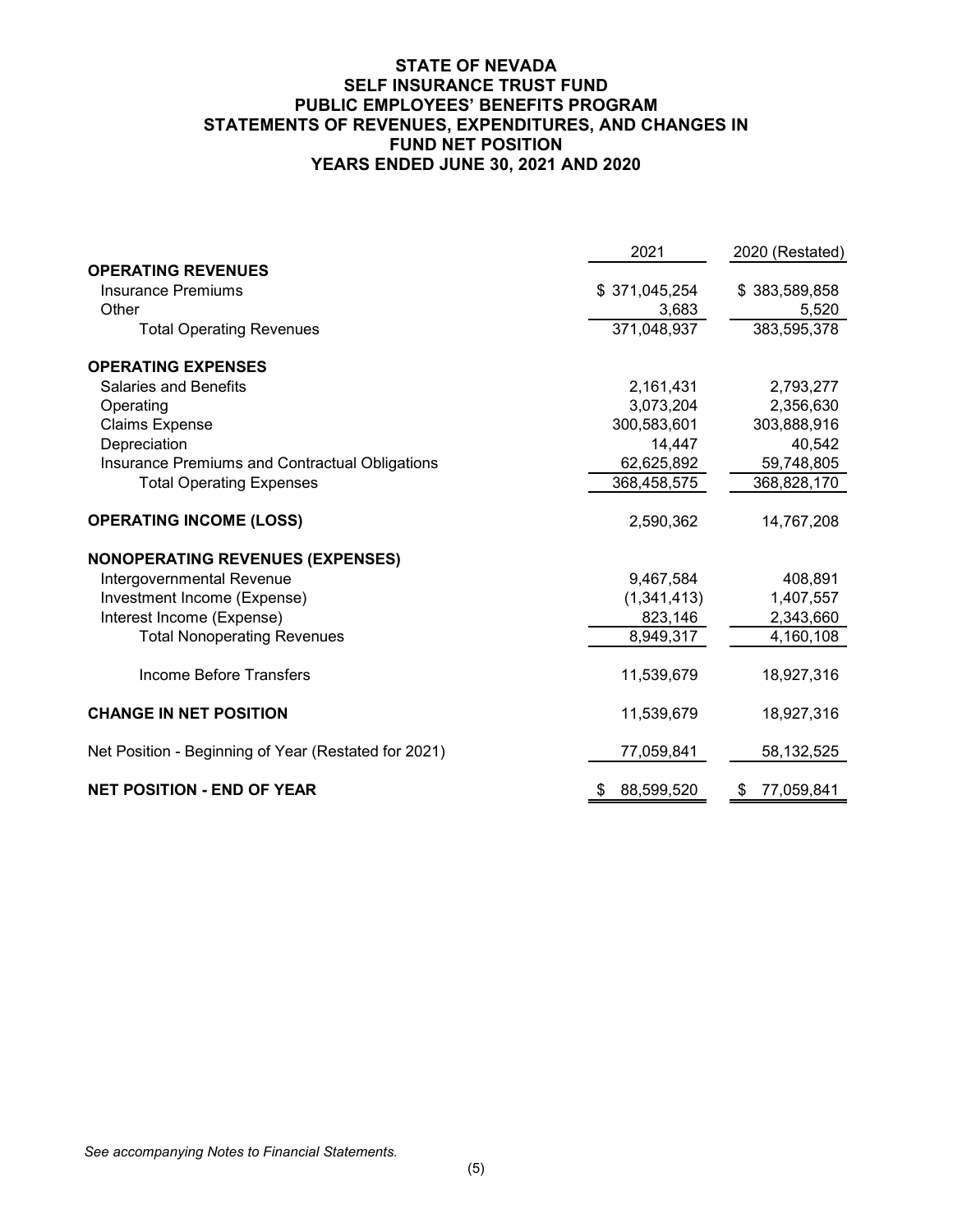# STATE OF NEVADA
## SELF INSURANCE TRUST FUND
## PUBLIC EMPLOYEES' BENEFITS PROGRAM
## STATEMENTS OF REVENUES, EXPENDITURES, AND CHANGES IN FUND NET POSITION
## YEARS ENDED JUNE 30, 2021 AND 2020

| | 2021 | 2020 (Restated) |
|---|---|---|
| **OPERATING REVENUES** | | |
| Insurance Premiums | $ 371,045,254 | $ 383,589,858 |
| Other | 3,683 | 5,520 |
| Total Operating Revenues | 371,048,937 | 383,595,378 |
| **OPERATING EXPENSES** | | |
| Salaries and Benefits | 2,161,431 | 2,793,277 |
| Operating | 3,073,204 | 2,356,630 |
| Claims Expense | 300,583,601 | 303,888,916 |
| Depreciation | 14,447 | 40,542 |
| Insurance Premiums and Contractual Obligations | 62,625,892 | 59,748,805 |
| Total Operating Expenses | 368,458,575 | 368,828,170 |
| **OPERATING INCOME (LOSS)** | 2,590,362 | 14,767,208 |
| **NONOPERATING REVENUES (EXPENSES)** | | |
| Intergovernmental Revenue | 9,467,584 | 408,891 |
| Investment Income (Expense) | (1,341,413) | 1,407,557 |
| Interest Income (Expense) | 823,146 | 2,343,660 |
| Total Nonoperating Revenues | 8,949,317 | 4,160,108 |
| Income Before Transfers | 11,539,679 | 18,927,316 |
| **CHANGE IN NET POSITION** | 11,539,679 | 18,927,316 |
| Net Position - Beginning of Year (Restated for 2021) | 77,059,841 | 58,132,525 |
| **NET POSITION - END OF YEAR** | $ 88,599,520 | $ 77,059,841 |

*See accompanying Notes to Financial Statements.*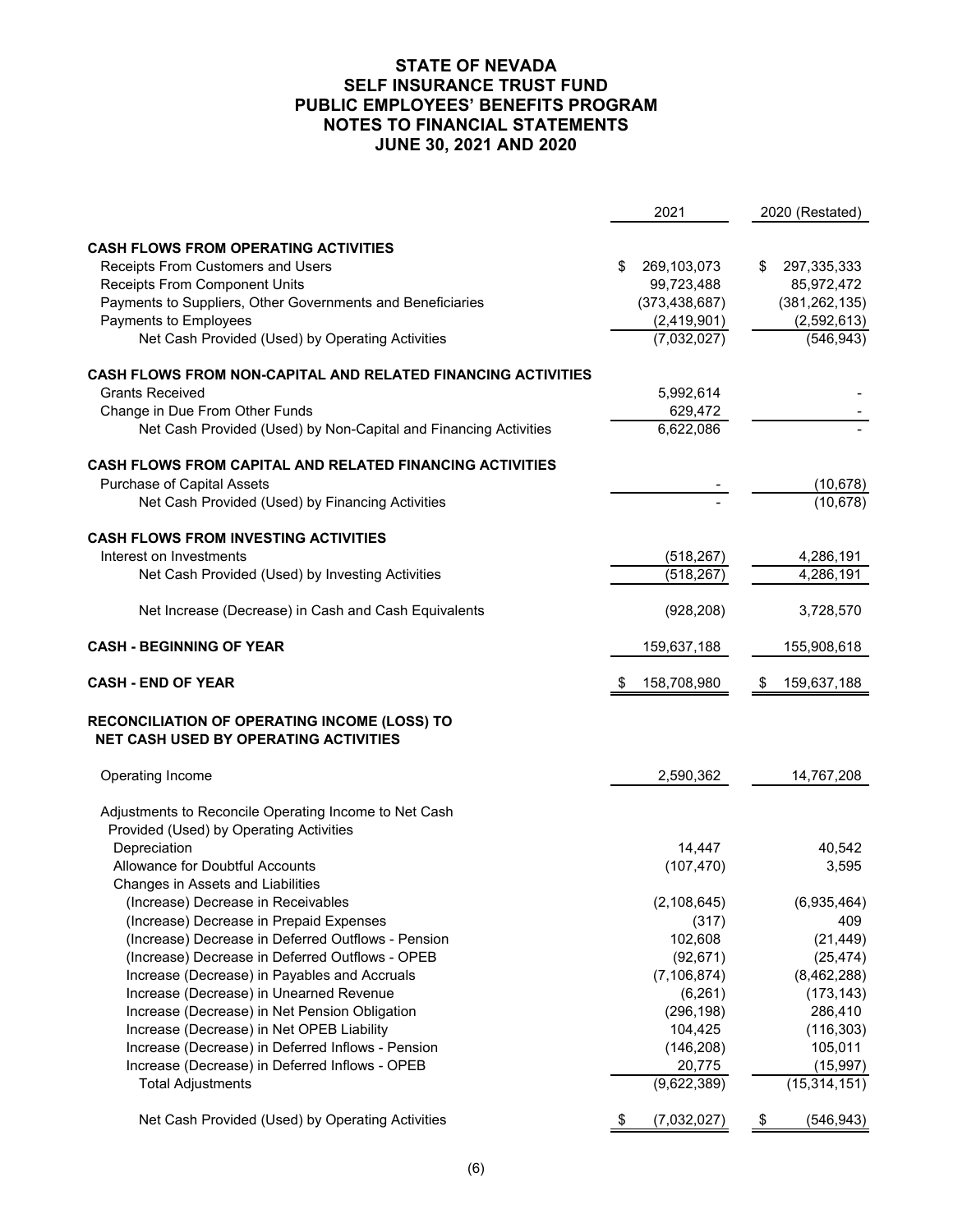# STATE OF NEVADA
# SELF INSURANCE TRUST FUND
# PUBLIC EMPLOYEES' BENEFITS PROGRAM
# NOTES TO FINANCIAL STATEMENTS
# JUNE 30, 2021 AND 2020

| | 2021 | 2020 (Restated) |
|---|---|---|
| **CASH FLOWS FROM OPERATING ACTIVITIES** | | |
| Receipts From Customers and Users | $ 269,103,073 | $ 297,335,333 |
| Receipts From Component Units | 99,723,488 | 85,972,472 |
| Payments to Suppliers, Other Governments and Beneficiaries | (373,438,687) | (381,262,135) |
| Payments to Employees | (2,419,901) | (2,592,613) |
| Net Cash Provided (Used) by Operating Activities | (7,032,027) | (546,943) |
| **CASH FLOWS FROM NON-CAPITAL AND RELATED FINANCING ACTIVITIES** | | |
| Grants Received | 5,992,614 | - |
| Change in Due From Other Funds | 629,472 | - |
| Net Cash Provided (Used) by Non-Capital and Financing Activities | 6,622,086 | - |
| **CASH FLOWS FROM CAPITAL AND RELATED FINANCING ACTIVITIES** | | |
| Purchase of Capital Assets | - | (10,678) |
| Net Cash Provided (Used) by Financing Activities | - | (10,678) |
| **CASH FLOWS FROM INVESTING ACTIVITIES** | | |
| Interest on Investments | (518,267) | 4,286,191 |
| Net Cash Provided (Used) by Investing Activities | (518,267) | 4,286,191 |
| Net Increase (Decrease) in Cash and Cash Equivalents | (928,208) | 3,728,570 |
| **CASH - BEGINNING OF YEAR** | 159,637,188 | 155,908,618 |
| **CASH - END OF YEAR** | $ 158,708,980 | $ 159,637,188 |
| **RECONCILIATION OF OPERATING INCOME (LOSS) TO NET CASH USED BY OPERATING ACTIVITIES** | | |
| Operating Income | 2,590,362 | 14,767,208 |
| Adjustments to Reconcile Operating Income to Net Cash Provided (Used) by Operating Activities | | |
| Depreciation | 14,447 | 40,542 |
| Allowance for Doubtful Accounts | (107,470) | 3,595 |
| Changes in Assets and Liabilities | | |
| (Increase) Decrease in Receivables | (2,108,645) | (6,935,464) |
| (Increase) Decrease in Prepaid Expenses | (317) | 409 |
| (Increase) Decrease in Deferred Outflows - Pension | 102,608 | (21,449) |
| (Increase) Decrease in Deferred Outflows - OPEB | (92,671) | (25,474) |
| Increase (Decrease) in Payables and Accruals | (7,106,874) | (8,462,288) |
| Increase (Decrease) in Unearned Revenue | (6,261) | (173,143) |
| Increase (Decrease) in Net Pension Obligation | (296,198) | 286,410 |
| Increase (Decrease) in Net OPEB Liability | 104,425 | (116,303) |
| Increase (Decrease) in Deferred Inflows - Pension | (146,208) | 105,011 |
| Increase (Decrease) in Deferred Inflows - OPEB | 20,775 | (15,997) |
| Total Adjustments | (9,622,389) | (15,314,151) |
| Net Cash Provided (Used) by Operating Activities | $ (7,032,027) | $ (546,943) |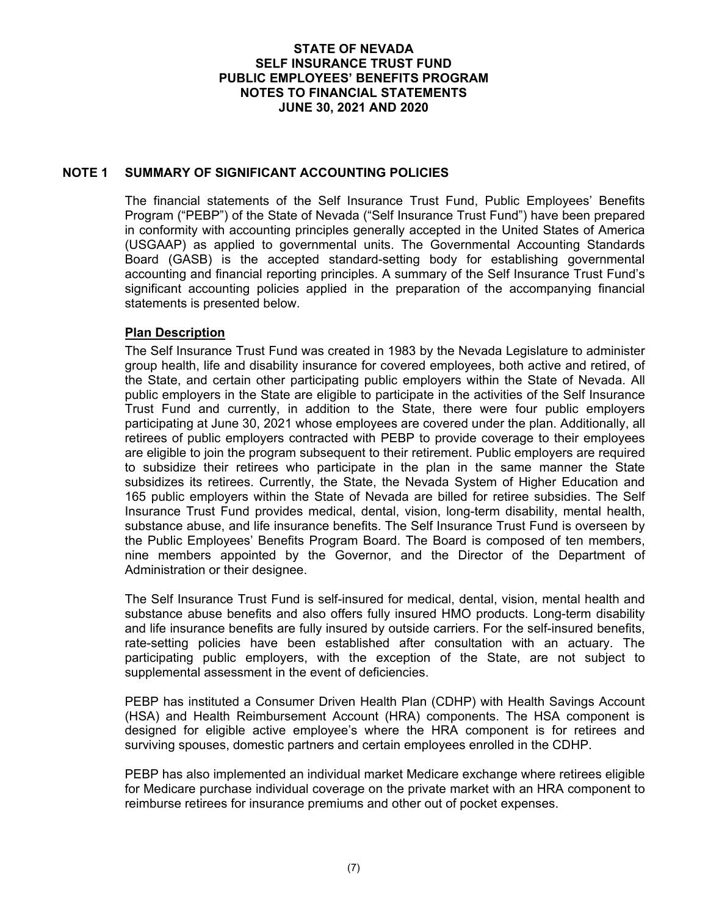# STATE OF NEVADA
# SELF INSURANCE TRUST FUND
# PUBLIC EMPLOYEES' BENEFITS PROGRAM
# NOTES TO FINANCIAL STATEMENTS
# JUNE 30, 2021 AND 2020

## NOTE 1 SUMMARY OF SIGNIFICANT ACCOUNTING POLICIES

The financial statements of the Self Insurance Trust Fund, Public Employees' Benefits Program ("PEBP") of the State of Nevada ("Self Insurance Trust Fund") have been prepared in conformity with accounting principles generally accepted in the United States of America (USGAAP) as applied to governmental units. The Governmental Accounting Standards Board (GASB) is the accepted standard-setting body for establishing governmental accounting and financial reporting principles. A summary of the Self Insurance Trust Fund's significant accounting policies applied in the preparation of the accompanying financial statements is presented below.

### Plan Description

The Self Insurance Trust Fund was created in 1983 by the Nevada Legislature to administer group health, life and disability insurance for covered employees, both active and retired, of the State, and certain other participating public employers within the State of Nevada. All public employers in the State are eligible to participate in the activities of the Self Insurance Trust Fund and currently, in addition to the State, there were four public employers participating at June 30, 2021 whose employees are covered under the plan. Additionally, all retirees of public employers contracted with PEBP to provide coverage to their employees are eligible to join the program subsequent to their retirement. Public employers are required to subsidize their retirees who participate in the plan in the same manner the State subsidizes its retirees. Currently, the State, the Nevada System of Higher Education and 165 public employers within the State of Nevada are billed for retiree subsidies. The Self Insurance Trust Fund provides medical, dental, vision, long-term disability, mental health, substance abuse, and life insurance benefits. The Self Insurance Trust Fund is overseen by the Public Employees' Benefits Program Board. The Board is composed of ten members, nine members appointed by the Governor, and the Director of the Department of Administration or their designee.

The Self Insurance Trust Fund is self-insured for medical, dental, vision, mental health and substance abuse benefits and also offers fully insured HMO products. Long-term disability and life insurance benefits are fully insured by outside carriers. For the self-insured benefits, rate-setting policies have been established after consultation with an actuary. The participating public employers, with the exception of the State, are not subject to supplemental assessment in the event of deficiencies.

PEBP has instituted a Consumer Driven Health Plan (CDHP) with Health Savings Account (HSA) and Health Reimbursement Account (HRA) components. The HSA component is designed for eligible active employee's where the HRA component is for retirees and surviving spouses, domestic partners and certain employees enrolled in the CDHP.

PEBP has also implemented an individual market Medicare exchange where retirees eligible for Medicare purchase individual coverage on the private market with an HRA component to reimburse retirees for insurance premiums and other out of pocket expenses.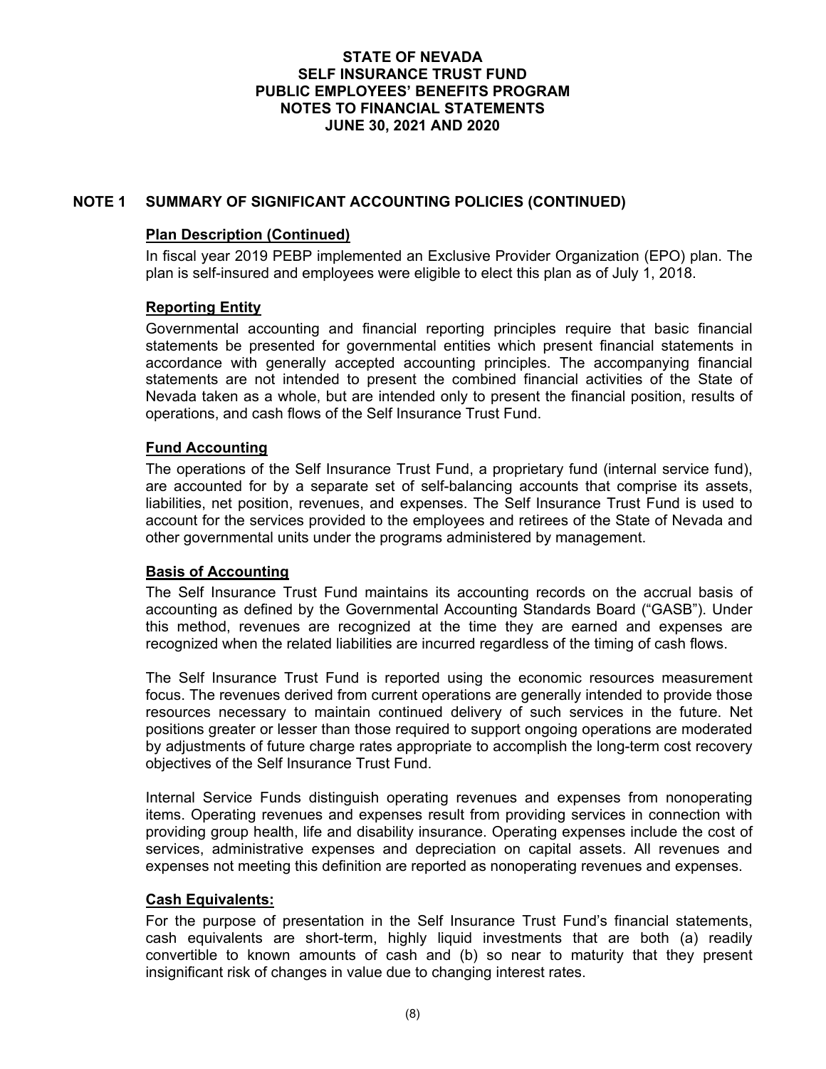# STATE OF NEVADA
# SELF INSURANCE TRUST FUND
# PUBLIC EMPLOYEES' BENEFITS PROGRAM
# NOTES TO FINANCIAL STATEMENTS
# JUNE 30, 2021 AND 2020

## NOTE 1 SUMMARY OF SIGNIFICANT ACCOUNTING POLICIES (CONTINUED)

### Plan Description (Continued)

In fiscal year 2019 PEBP implemented an Exclusive Provider Organization (EPO) plan. The plan is self-insured and employees were eligible to elect this plan as of July 1, 2018.

### Reporting Entity

Governmental accounting and financial reporting principles require that basic financial statements be presented for governmental entities which present financial statements in accordance with generally accepted accounting principles. The accompanying financial statements are not intended to present the combined financial activities of the State of Nevada taken as a whole, but are intended only to present the financial position, results of operations, and cash flows of the Self Insurance Trust Fund.

### Fund Accounting

The operations of the Self Insurance Trust Fund, a proprietary fund (internal service fund), are accounted for by a separate set of self-balancing accounts that comprise its assets, liabilities, net position, revenues, and expenses. The Self Insurance Trust Fund is used to account for the services provided to the employees and retirees of the State of Nevada and other governmental units under the programs administered by management.

### Basis of Accounting

The Self Insurance Trust Fund maintains its accounting records on the accrual basis of accounting as defined by the Governmental Accounting Standards Board ("GASB"). Under this method, revenues are recognized at the time they are earned and expenses are recognized when the related liabilities are incurred regardless of the timing of cash flows.

The Self Insurance Trust Fund is reported using the economic resources measurement focus. The revenues derived from current operations are generally intended to provide those resources necessary to maintain continued delivery of such services in the future. Net positions greater or lesser than those required to support ongoing operations are moderated by adjustments of future charge rates appropriate to accomplish the long-term cost recovery objectives of the Self Insurance Trust Fund.

Internal Service Funds distinguish operating revenues and expenses from nonoperating items. Operating revenues and expenses result from providing services in connection with providing group health, life and disability insurance. Operating expenses include the cost of services, administrative expenses and depreciation on capital assets. All revenues and expenses not meeting this definition are reported as nonoperating revenues and expenses.

### Cash Equivalents:

For the purpose of presentation in the Self Insurance Trust Fund's financial statements, cash equivalents are short-term, highly liquid investments that are both (a) readily convertible to known amounts of cash and (b) so near to maturity that they present insignificant risk of changes in value due to changing interest rates.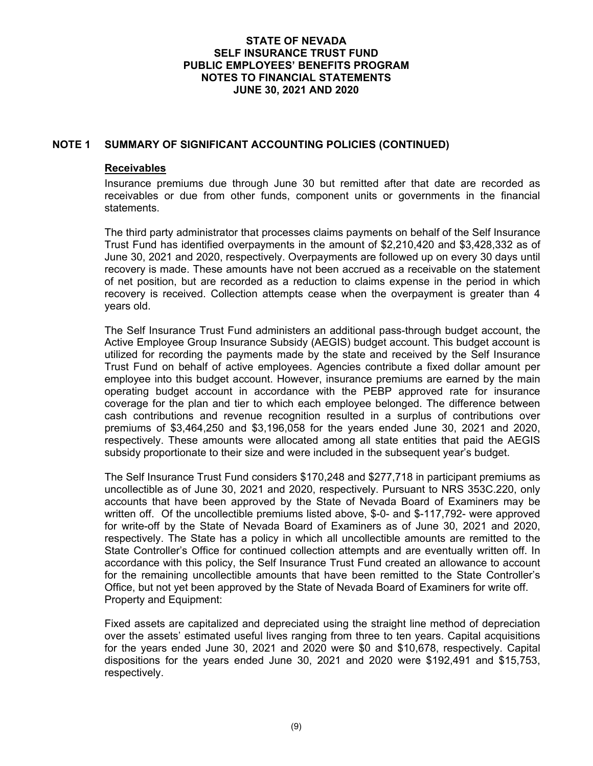## NOTE 1 SUMMARY OF SIGNIFICANT ACCOUNTING POLICIES (CONTINUED)

**Receivables**

Insurance premiums due through June 30 but remitted after that date are recorded as receivables or due from other funds, component units or governments in the financial statements.

The third party administrator that processes claims payments on behalf of the Self Insurance Trust Fund has identified overpayments in the amount of $2,210,420 and $3,428,332 as of June 30, 2021 and 2020, respectively. Overpayments are followed up on every 30 days until recovery is made. These amounts have not been accrued as a receivable on the statement of net position, but are recorded as a reduction to claims expense in the period in which recovery is received. Collection attempts cease when the overpayment is greater than 4 years old.

The Self Insurance Trust Fund administers an additional pass-through budget account, the Active Employee Group Insurance Subsidy (AEGIS) budget account. This budget account is utilized for recording the payments made by the state and received by the Self Insurance Trust Fund on behalf of active employees. Agencies contribute a fixed dollar amount per employee into this budget account. However, insurance premiums are earned by the main operating budget account in accordance with the PEBP approved rate for insurance coverage for the plan and tier to which each employee belonged. The difference between cash contributions and revenue recognition resulted in a surplus of contributions over premiums of $3,464,250 and $3,196,058 for the years ended June 30, 2021 and 2020, respectively. These amounts were allocated among all state entities that paid the AEGIS subsidy proportionate to their size and were included in the subsequent year's budget.

The Self Insurance Trust Fund considers $170,248 and $277,718 in participant premiums as uncollectible as of June 30, 2021 and 2020, respectively. Pursuant to NRS 353C.220, only accounts that have been approved by the State of Nevada Board of Examiners may be written off. Of the uncollectible premiums listed above, $-0- and $-117,792- were approved for write-off by the State of Nevada Board of Examiners as of June 30, 2021 and 2020, respectively. The State has a policy in which all uncollectible amounts are remitted to the State Controller's Office for continued collection attempts and are eventually written off. In accordance with this policy, the Self Insurance Trust Fund created an allowance to account for the remaining uncollectible amounts that have been remitted to the State Controller's Office, but not yet been approved by the State of Nevada Board of Examiners for write off.

Property and Equipment:

Fixed assets are capitalized and depreciated using the straight line method of depreciation over the assets' estimated useful lives ranging from three to ten years. Capital acquisitions for the years ended June 30, 2021 and 2020 were $0 and $10,678, respectively. Capital dispositions for the years ended June 30, 2021 and 2020 were $192,491 and $15,753, respectively.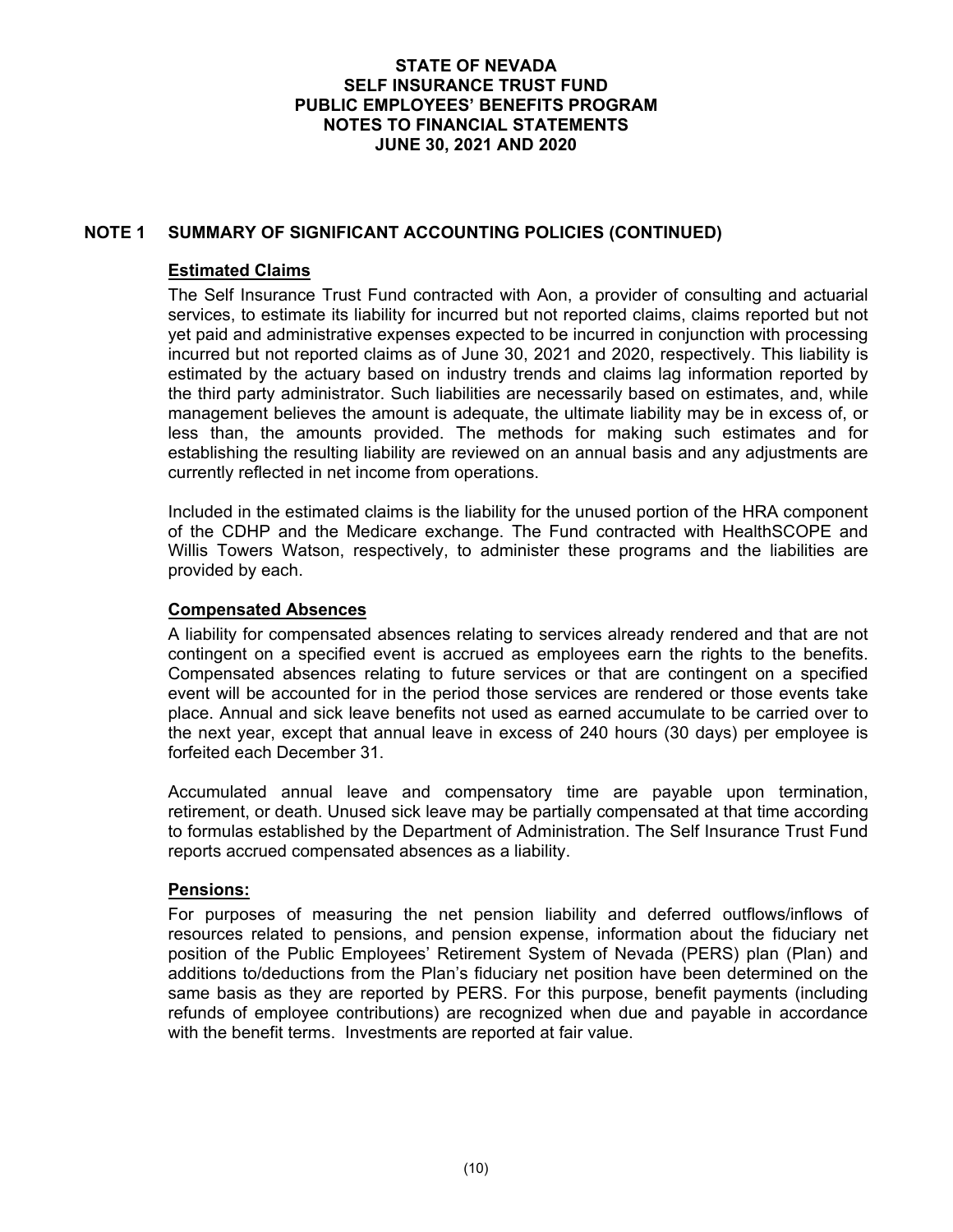# STATE OF NEVADA
# SELF INSURANCE TRUST FUND
# PUBLIC EMPLOYEES' BENEFITS PROGRAM
# NOTES TO FINANCIAL STATEMENTS
# JUNE 30, 2021 AND 2020

## NOTE 1 SUMMARY OF SIGNIFICANT ACCOUNTING POLICIES (CONTINUED)

### Estimated Claims

The Self Insurance Trust Fund contracted with Aon, a provider of consulting and actuarial services, to estimate its liability for incurred but not reported claims, claims reported but not yet paid and administrative expenses expected to be incurred in conjunction with processing incurred but not reported claims as of June 30, 2021 and 2020, respectively. This liability is estimated by the actuary based on industry trends and claims lag information reported by the third party administrator. Such liabilities are necessarily based on estimates, and, while management believes the amount is adequate, the ultimate liability may be in excess of, or less than, the amounts provided. The methods for making such estimates and for establishing the resulting liability are reviewed on an annual basis and any adjustments are currently reflected in net income from operations.

Included in the estimated claims is the liability for the unused portion of the HRA component of the CDHP and the Medicare exchange. The Fund contracted with HealthSCOPE and Willis Towers Watson, respectively, to administer these programs and the liabilities are provided by each.

### Compensated Absences

A liability for compensated absences relating to services already rendered and that are not contingent on a specified event is accrued as employees earn the rights to the benefits. Compensated absences relating to future services or that are contingent on a specified event will be accounted for in the period those services are rendered or those events take place. Annual and sick leave benefits not used as earned accumulate to be carried over to the next year, except that annual leave in excess of 240 hours (30 days) per employee is forfeited each December 31.

Accumulated annual leave and compensatory time are payable upon termination, retirement, or death. Unused sick leave may be partially compensated at that time according to formulas established by the Department of Administration. The Self Insurance Trust Fund reports accrued compensated absences as a liability.

### Pensions:

For purposes of measuring the net pension liability and deferred outflows/inflows of resources related to pensions, and pension expense, information about the fiduciary net position of the Public Employees' Retirement System of Nevada (PERS) plan (Plan) and additions to/deductions from the Plan's fiduciary net position have been determined on the same basis as they are reported by PERS. For this purpose, benefit payments (including refunds of employee contributions) are recognized when due and payable in accordance with the benefit terms. Investments are reported at fair value.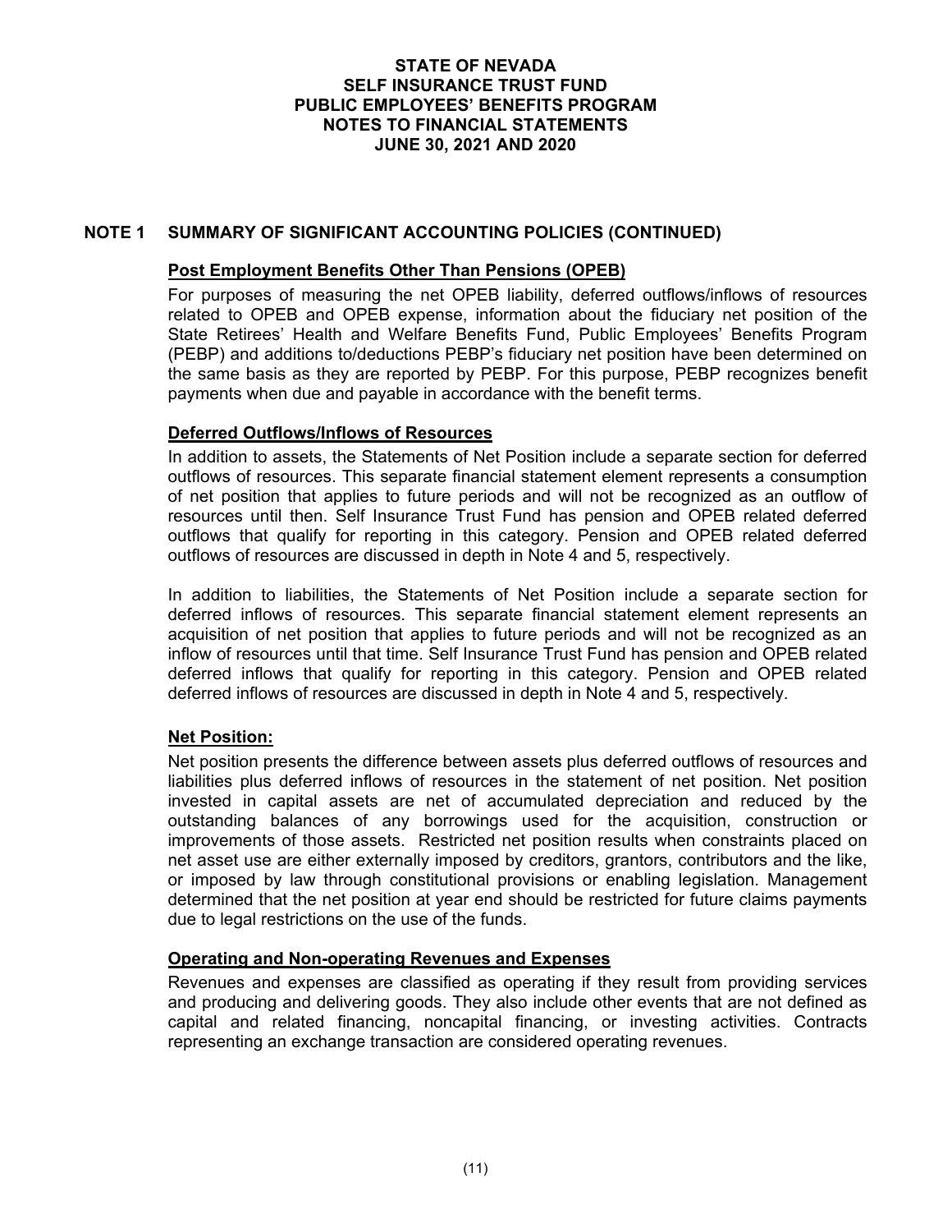**STATE OF NEVADA**
**SELF INSURANCE TRUST FUND**
**PUBLIC EMPLOYEES' BENEFITS PROGRAM**
**NOTES TO FINANCIAL STATEMENTS**
**JUNE 30, 2021 AND 2020**

## NOTE 1 SUMMARY OF SIGNIFICANT ACCOUNTING POLICIES (CONTINUED)

### Post Employment Benefits Other Than Pensions (OPEB)

For purposes of measuring the net OPEB liability, deferred outflows/inflows of resources related to OPEB and OPEB expense, information about the fiduciary net position of the State Retirees' Health and Welfare Benefits Fund, Public Employees' Benefits Program (PEBP) and additions to/deductions PEBP's fiduciary net position have been determined on the same basis as they are reported by PEBP. For this purpose, PEBP recognizes benefit payments when due and payable in accordance with the benefit terms.

### Deferred Outflows/Inflows of Resources

In addition to assets, the Statements of Net Position include a separate section for deferred outflows of resources. This separate financial statement element represents a consumption of net position that applies to future periods and will not be recognized as an outflow of resources until then. Self Insurance Trust Fund has pension and OPEB related deferred outflows that qualify for reporting in this category. Pension and OPEB related deferred outflows of resources are discussed in depth in Note 4 and 5, respectively.

In addition to liabilities, the Statements of Net Position include a separate section for deferred inflows of resources. This separate financial statement element represents an acquisition of net position that applies to future periods and will not be recognized as an inflow of resources until that time. Self Insurance Trust Fund has pension and OPEB related deferred inflows that qualify for reporting in this category. Pension and OPEB related deferred inflows of resources are discussed in depth in Note 4 and 5, respectively.

### Net Position:

Net position presents the difference between assets plus deferred outflows of resources and liabilities plus deferred inflows of resources in the statement of net position. Net position invested in capital assets are net of accumulated depreciation and reduced by the outstanding balances of any borrowings used for the acquisition, construction or improvements of those assets. Restricted net position results when constraints placed on net asset use are either externally imposed by creditors, grantors, contributors and the like, or imposed by law through constitutional provisions or enabling legislation. Management determined that the net position at year end should be restricted for future claims payments due to legal restrictions on the use of the funds.

### Operating and Non-operating Revenues and Expenses

Revenues and expenses are classified as operating if they result from providing services and producing and delivering goods. They also include other events that are not defined as capital and related financing, noncapital financing, or investing activities. Contracts representing an exchange transaction are considered operating revenues.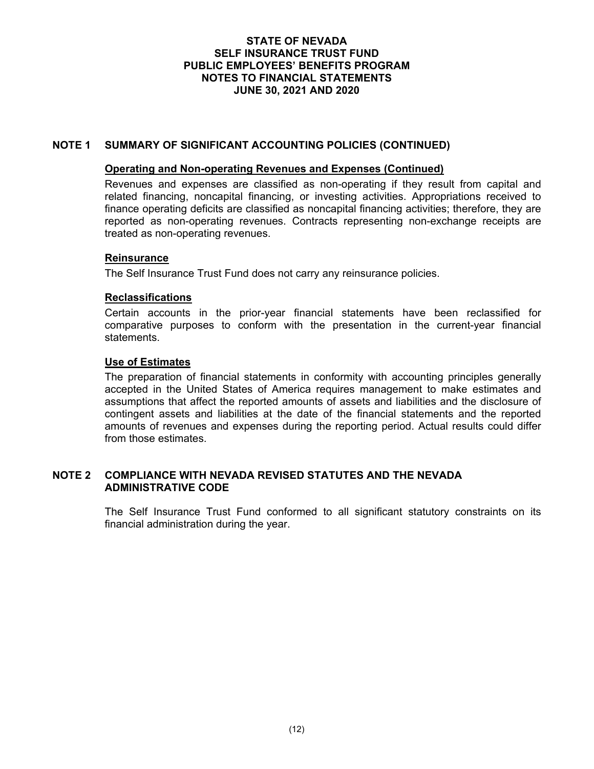# STATE OF NEVADA
# SELF INSURANCE TRUST FUND
# PUBLIC EMPLOYEES' BENEFITS PROGRAM
# NOTES TO FINANCIAL STATEMENTS
# JUNE 30, 2021 AND 2020

## NOTE 1 SUMMARY OF SIGNIFICANT ACCOUNTING POLICIES (CONTINUED)

### Operating and Non-operating Revenues and Expenses (Continued)

Revenues and expenses are classified as non-operating if they result from capital and related financing, noncapital financing, or investing activities. Appropriations received to finance operating deficits are classified as noncapital financing activities; therefore, they are reported as non-operating revenues. Contracts representing non-exchange receipts are treated as non-operating revenues.

### Reinsurance

The Self Insurance Trust Fund does not carry any reinsurance policies.

### Reclassifications

Certain accounts in the prior-year financial statements have been reclassified for comparative purposes to conform with the presentation in the current-year financial statements.

### Use of Estimates

The preparation of financial statements in conformity with accounting principles generally accepted in the United States of America requires management to make estimates and assumptions that affect the reported amounts of assets and liabilities and the disclosure of contingent assets and liabilities at the date of the financial statements and the reported amounts of revenues and expenses during the reporting period. Actual results could differ from those estimates.

## NOTE 2 COMPLIANCE WITH NEVADA REVISED STATUTES AND THE NEVADA ADMINISTRATIVE CODE

The Self Insurance Trust Fund conformed to all significant statutory constraints on its financial administration during the year.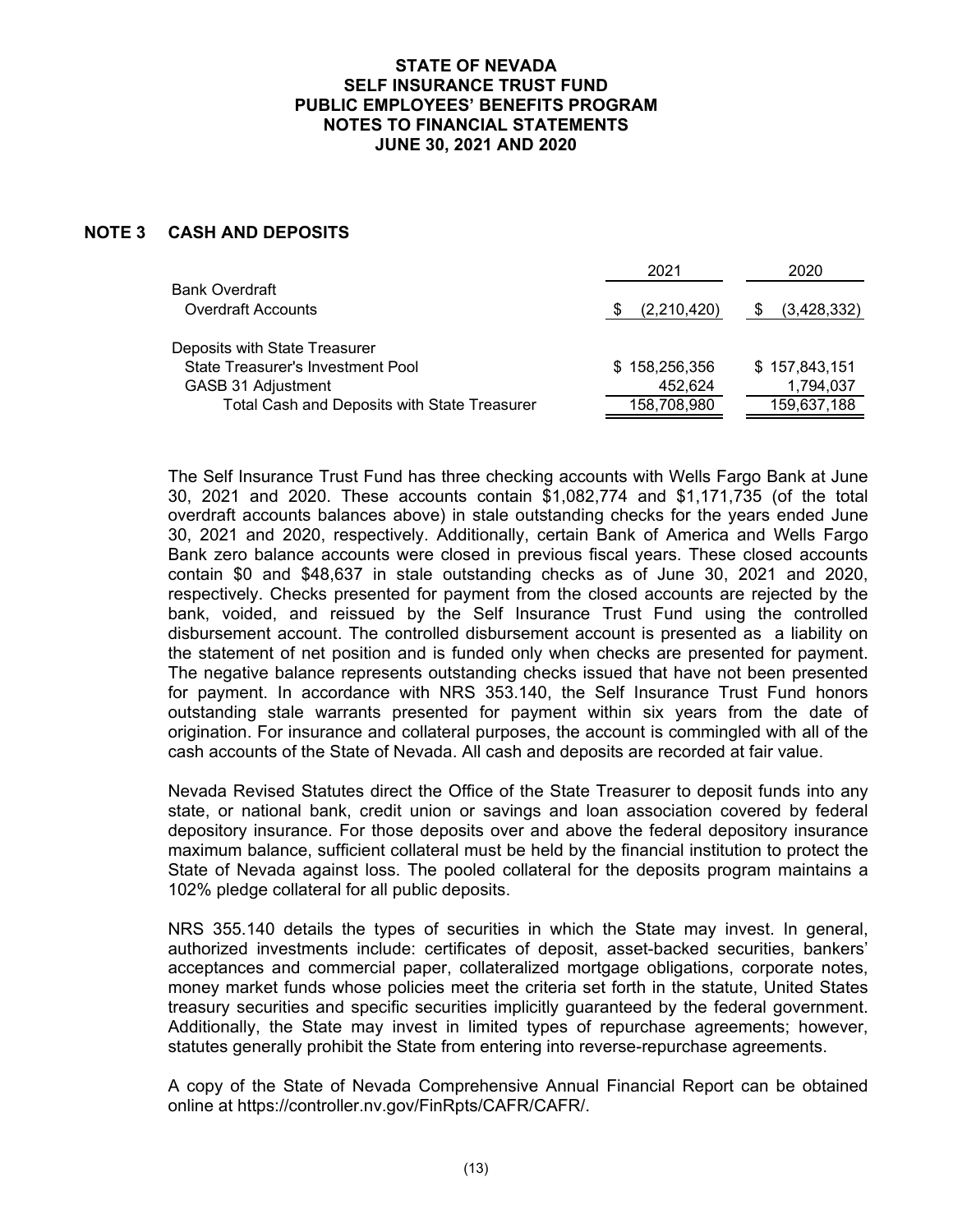# STATE OF NEVADA
# SELF INSURANCE TRUST FUND
# PUBLIC EMPLOYEES' BENEFITS PROGRAM
# NOTES TO FINANCIAL STATEMENTS
# JUNE 30, 2021 AND 2020

## NOTE 3 CASH AND DEPOSITS

| | 2021 | 2020 |
|---|---|---|
| Bank Overdraft | | |
| Overdraft Accounts | $ (2,210,420) | $ (3,428,332) |
| | | |
| Deposits with State Treasurer | | |
| State Treasurer's Investment Pool | $ 158,256,356 | $ 157,843,151 |
| GASB 31 Adjustment | 452,624 | 1,794,037 |
| Total Cash and Deposits with State Treasurer | 158,708,980 | 159,637,188 |

The Self Insurance Trust Fund has three checking accounts with Wells Fargo Bank at June 30, 2021 and 2020. These accounts contain $1,082,774 and $1,171,735 (of the total overdraft accounts balances above) in stale outstanding checks for the years ended June 30, 2021 and 2020, respectively. Additionally, certain Bank of America and Wells Fargo Bank zero balance accounts were closed in previous fiscal years. These closed accounts contain $0 and $48,637 in stale outstanding checks as of June 30, 2021 and 2020, respectively. Checks presented for payment from the closed accounts are rejected by the bank, voided, and reissued by the Self Insurance Trust Fund using the controlled disbursement account. The controlled disbursement account is presented as a liability on the statement of net position and is funded only when checks are presented for payment. The negative balance represents outstanding checks issued that have not been presented for payment. In accordance with NRS 353.140, the Self Insurance Trust Fund honors outstanding stale warrants presented for payment within six years from the date of origination. For insurance and collateral purposes, the account is commingled with all of the cash accounts of the State of Nevada. All cash and deposits are recorded at fair value.

Nevada Revised Statutes direct the Office of the State Treasurer to deposit funds into any state, or national bank, credit union or savings and loan association covered by federal depository insurance. For those deposits over and above the federal depository insurance maximum balance, sufficient collateral must be held by the financial institution to protect the State of Nevada against loss. The pooled collateral for the deposits program maintains a 102% pledge collateral for all public deposits.

NRS 355.140 details the types of securities in which the State may invest. In general, authorized investments include: certificates of deposit, asset-backed securities, bankers' acceptances and commercial paper, collateralized mortgage obligations, corporate notes, money market funds whose policies meet the criteria set forth in the statute, United States treasury securities and specific securities implicitly guaranteed by the federal government. Additionally, the State may invest in limited types of repurchase agreements; however, statutes generally prohibit the State from entering into reverse-repurchase agreements.

A copy of the State of Nevada Comprehensive Annual Financial Report can be obtained online at https://controller.nv.gov/FinRpts/CAFR/CAFR/.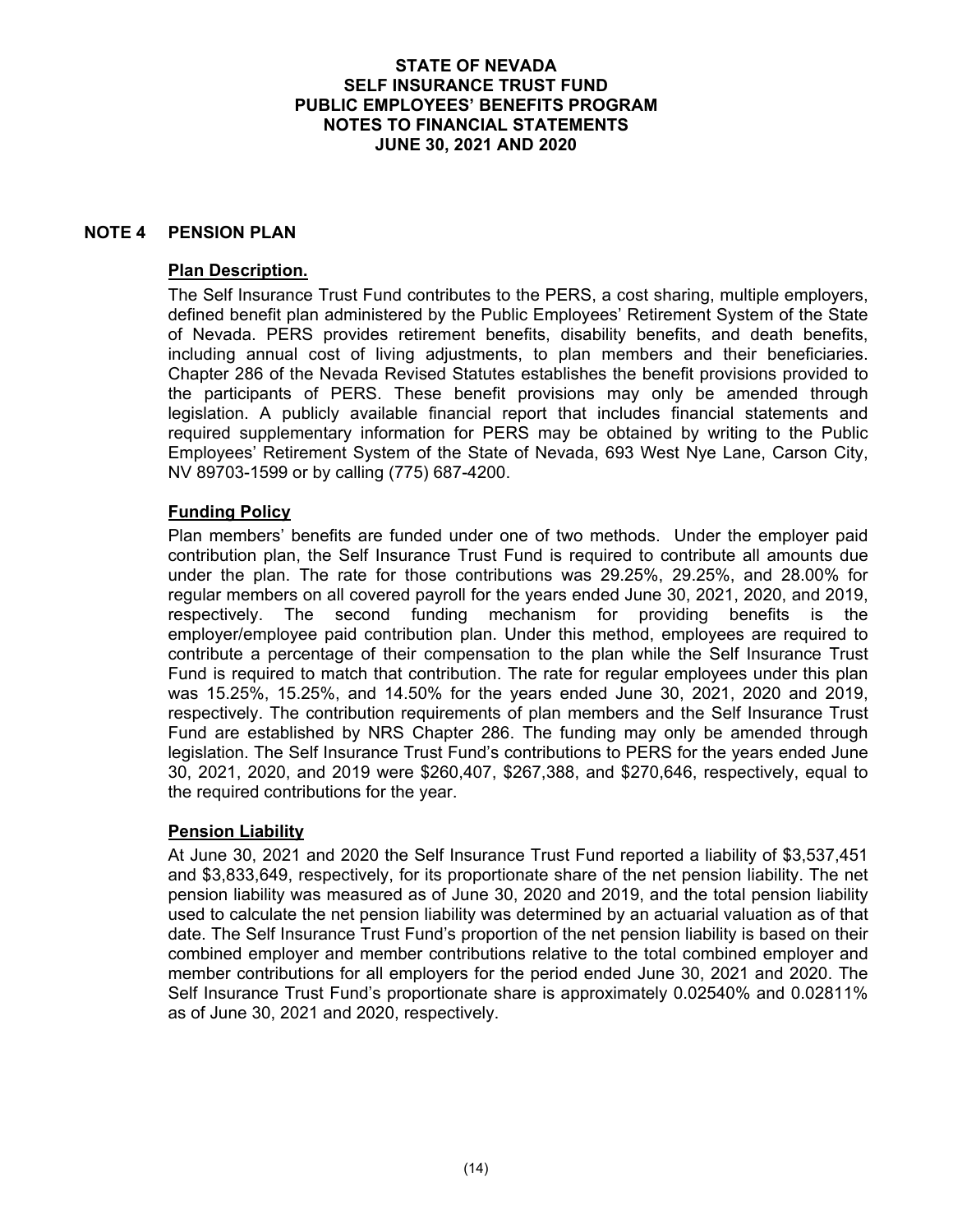# STATE OF NEVADA
# SELF INSURANCE TRUST FUND
# PUBLIC EMPLOYEES' BENEFITS PROGRAM
# NOTES TO FINANCIAL STATEMENTS
# JUNE 30, 2021 AND 2020

## NOTE 4 PENSION PLAN

**Plan Description.**

The Self Insurance Trust Fund contributes to the PERS, a cost sharing, multiple employers, defined benefit plan administered by the Public Employees' Retirement System of the State of Nevada. PERS provides retirement benefits, disability benefits, and death benefits, including annual cost of living adjustments, to plan members and their beneficiaries. Chapter 286 of the Nevada Revised Statutes establishes the benefit provisions provided to the participants of PERS. These benefit provisions may only be amended through legislation. A publicly available financial report that includes financial statements and required supplementary information for PERS may be obtained by writing to the Public Employees' Retirement System of the State of Nevada, 693 West Nye Lane, Carson City, NV 89703-1599 or by calling (775) 687-4200.

**Funding Policy**

Plan members' benefits are funded under one of two methods. Under the employer paid contribution plan, the Self Insurance Trust Fund is required to contribute all amounts due under the plan. The rate for those contributions was 29.25%, 29.25%, and 28.00% for regular members on all covered payroll for the years ended June 30, 2021, 2020, and 2019, respectively. The second funding mechanism for providing benefits is the employer/employee paid contribution plan. Under this method, employees are required to contribute a percentage of their compensation to the plan while the Self Insurance Trust Fund is required to match that contribution. The rate for regular employees under this plan was 15.25%, 15.25%, and 14.50% for the years ended June 30, 2021, 2020 and 2019, respectively. The contribution requirements of plan members and the Self Insurance Trust Fund are established by NRS Chapter 286. The funding may only be amended through legislation. The Self Insurance Trust Fund's contributions to PERS for the years ended June 30, 2021, 2020, and 2019 were $260,407, $267,388, and $270,646, respectively, equal to the required contributions for the year.

**Pension Liability**

At June 30, 2021 and 2020 the Self Insurance Trust Fund reported a liability of $3,537,451 and $3,833,649, respectively, for its proportionate share of the net pension liability. The net pension liability was measured as of June 30, 2020 and 2019, and the total pension liability used to calculate the net pension liability was determined by an actuarial valuation as of that date. The Self Insurance Trust Fund's proportion of the net pension liability is based on their combined employer and member contributions relative to the total combined employer and member contributions for all employers for the period ended June 30, 2021 and 2020. The Self Insurance Trust Fund's proportionate share is approximately 0.02540% and 0.02811% as of June 30, 2021 and 2020, respectively.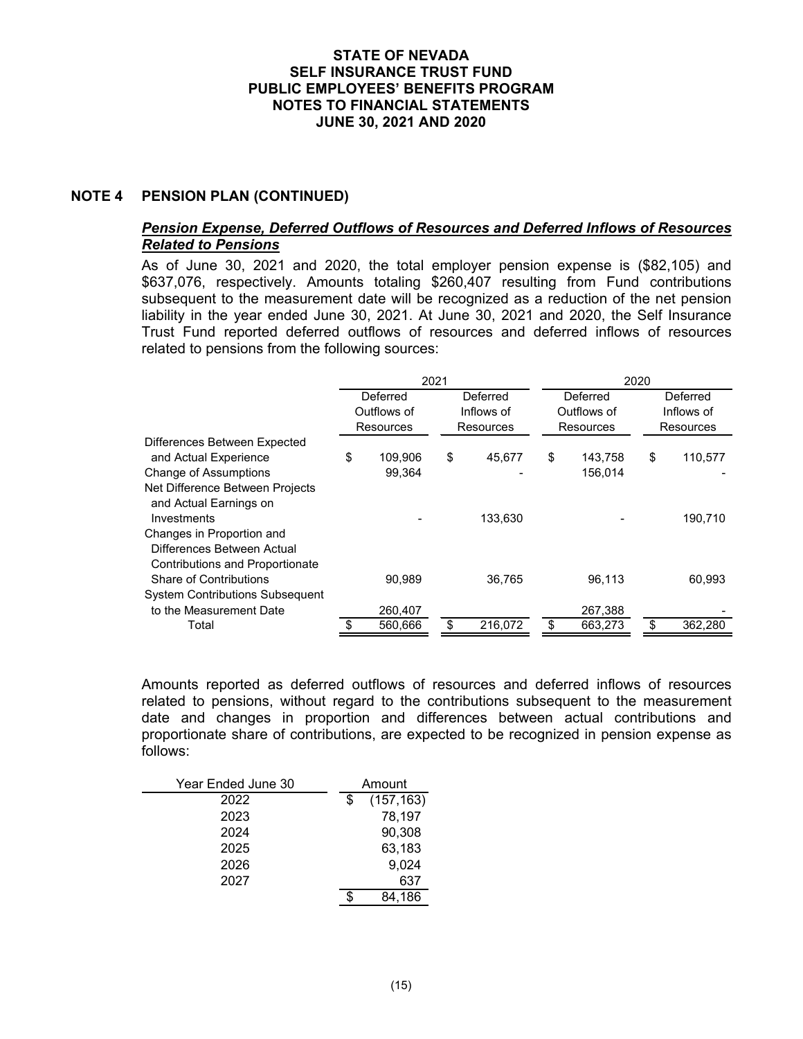# STATE OF NEVADA
# SELF INSURANCE TRUST FUND
# PUBLIC EMPLOYEES' BENEFITS PROGRAM
# NOTES TO FINANCIAL STATEMENTS
# JUNE 30, 2021 AND 2020

## NOTE 4 PENSION PLAN (CONTINUED)

### ***Pension Expense, Deferred Outflows of Resources and Deferred Inflows of Resources Related to Pensions***

As of June 30, 2021 and 2020, the total employer pension expense is ($82,105) and $637,076, respectively. Amounts totaling $260,407 resulting from Fund contributions subsequent to the measurement date will be recognized as a reduction of the net pension liability in the year ended June 30, 2021. At June 30, 2021 and 2020, the Self Insurance Trust Fund reported deferred outflows of resources and deferred inflows of resources related to pensions from the following sources:

| | 2021 | | 2020 | |
|---|---|---|---|---|
| | Deferred Outflows of Resources | Deferred Inflows of Resources | Deferred Outflows of Resources | Deferred Inflows of Resources |
| Differences Between Expected and Actual Experience | $ 109,906 | $ 45,677 | $ 143,758 | $ 110,577 |
| Change of Assumptions | 99,364 | - | 156,014 | - |
| Net Difference Between Projects and Actual Earnings on Investments | - | 133,630 | - | 190,710 |
| Changes in Proportion and Differences Between Actual Contributions and Proportionate Share of Contributions | 90,989 | 36,765 | 96,113 | 60,993 |
| System Contributions Subsequent to the Measurement Date | 260,407 | | 267,388 | - |
| Total | $ 560,666 | $ 216,072 | $ 663,273 | $ 362,280 |

Amounts reported as deferred outflows of resources and deferred inflows of resources related to pensions, without regard to the contributions subsequent to the measurement date and changes in proportion and differences between actual contributions and proportionate share of contributions, are expected to be recognized in pension expense as follows:

| Year Ended June 30 | Amount |
|---|---|
| 2022 | $ (157,163) |
| 2023 | 78,197 |
| 2024 | 90,308 |
| 2025 | 63,183 |
| 2026 | 9,024 |
| 2027 | 637 |
| | $ 84,186 |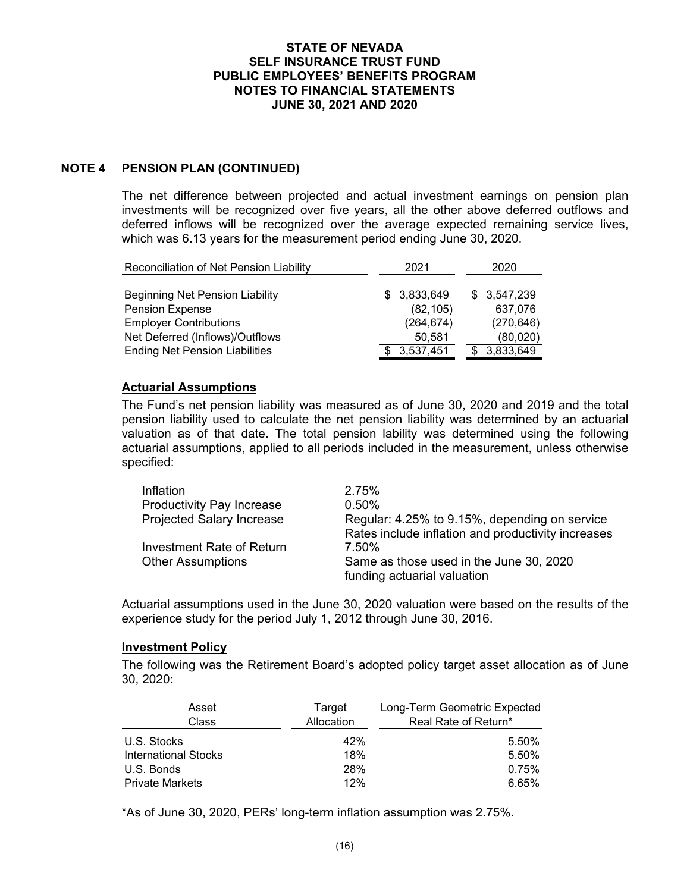## NOTE 4 PENSION PLAN (CONTINUED)

The net difference between projected and actual investment earnings on pension plan investments will be recognized over five years, all the other above deferred outflows and deferred inflows will be recognized over the average expected remaining service lives, which was 6.13 years for the measurement period ending June 30, 2020.

| Reconciliation of Net Pension Liability | 2021 | 2020 |
|---|---|---|
| Beginning Net Pension Liability | $ 3,833,649 | $ 3,547,239 |
| Pension Expense | (82,105) | 637,076 |
| Employer Contributions | (264,674) | (270,646) |
| Net Deferred (Inflows)/Outflows | 50,581 | (80,020) |
| Ending Net Pension Liabilities | $ 3,537,451 | $ 3,833,649 |

### Actuarial Assumptions

The Fund's net pension liability was measured as of June 30, 2020 and 2019 and the total pension liability used to calculate the net pension liability was determined by an actuarial valuation as of that date. The total pension lability was determined using the following actuarial assumptions, applied to all periods included in the measurement, unless otherwise specified:

| | |
|---|---|
| Inflation | 2.75% |
| Productivity Pay Increase | 0.50% |
| Projected Salary Increase | Regular: 4.25% to 9.15%, depending on service<br>Rates include inflation and productivity increases |
| Investment Rate of Return | 7.50% |
| Other Assumptions | Same as those used in the June 30, 2020 funding actuarial valuation |

Actuarial assumptions used in the June 30, 2020 valuation were based on the results of the experience study for the period July 1, 2012 through June 30, 2016.

### Investment Policy

The following was the Retirement Board's adopted policy target asset allocation as of June 30, 2020:

| Asset Class | Target Allocation | Long-Term Geometric Expected Real Rate of Return* |
|---|---|---|
| U.S. Stocks | 42% | 5.50% |
| International Stocks | 18% | 5.50% |
| U.S. Bonds | 28% | 0.75% |
| Private Markets | 12% | 6.65% |

*As of June 30, 2020, PERs' long-term inflation assumption was 2.75%.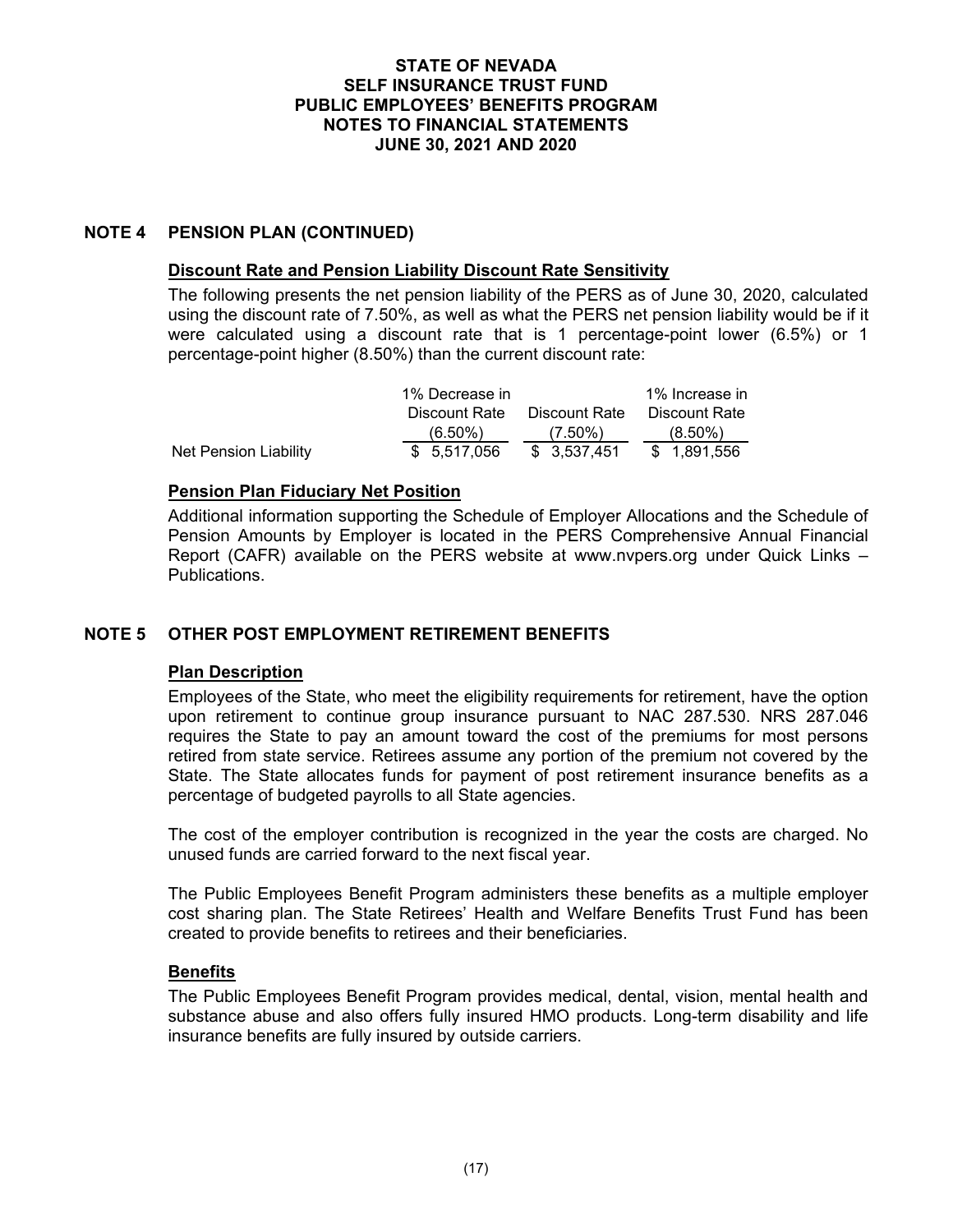STATE OF NEVADA
SELF INSURANCE TRUST FUND
PUBLIC EMPLOYEES' BENEFITS PROGRAM
NOTES TO FINANCIAL STATEMENTS
JUNE 30, 2021 AND 2020

## NOTE 4 PENSION PLAN (CONTINUED)

### Discount Rate and Pension Liability Discount Rate Sensitivity

The following presents the net pension liability of the PERS as of June 30, 2020, calculated using the discount rate of 7.50%, as well as what the PERS net pension liability would be if it were calculated using a discount rate that is 1 percentage-point lower (6.5%) or 1 percentage-point higher (8.50%) than the current discount rate:

| | 1% Decrease in Discount Rate (6.50%) | Discount Rate (7.50%) | 1% Increase in Discount Rate (8.50%) |
|---|---|---|---|
| Net Pension Liability | $ 5,517,056 | $ 3,537,451 | $ 1,891,556 |

### Pension Plan Fiduciary Net Position

Additional information supporting the Schedule of Employer Allocations and the Schedule of Pension Amounts by Employer is located in the PERS Comprehensive Annual Financial Report (CAFR) available on the PERS website at www.nvpers.org under Quick Links – Publications.

## NOTE 5 OTHER POST EMPLOYMENT RETIREMENT BENEFITS

### Plan Description

Employees of the State, who meet the eligibility requirements for retirement, have the option upon retirement to continue group insurance pursuant to NAC 287.530. NRS 287.046 requires the State to pay an amount toward the cost of the premiums for most persons retired from state service. Retirees assume any portion of the premium not covered by the State. The State allocates funds for payment of post retirement insurance benefits as a percentage of budgeted payrolls to all State agencies.

The cost of the employer contribution is recognized in the year the costs are charged. No unused funds are carried forward to the next fiscal year.

The Public Employees Benefit Program administers these benefits as a multiple employer cost sharing plan. The State Retirees' Health and Welfare Benefits Trust Fund has been created to provide benefits to retirees and their beneficiaries.

### Benefits

The Public Employees Benefit Program provides medical, dental, vision, mental health and substance abuse and also offers fully insured HMO products. Long-term disability and life insurance benefits are fully insured by outside carriers.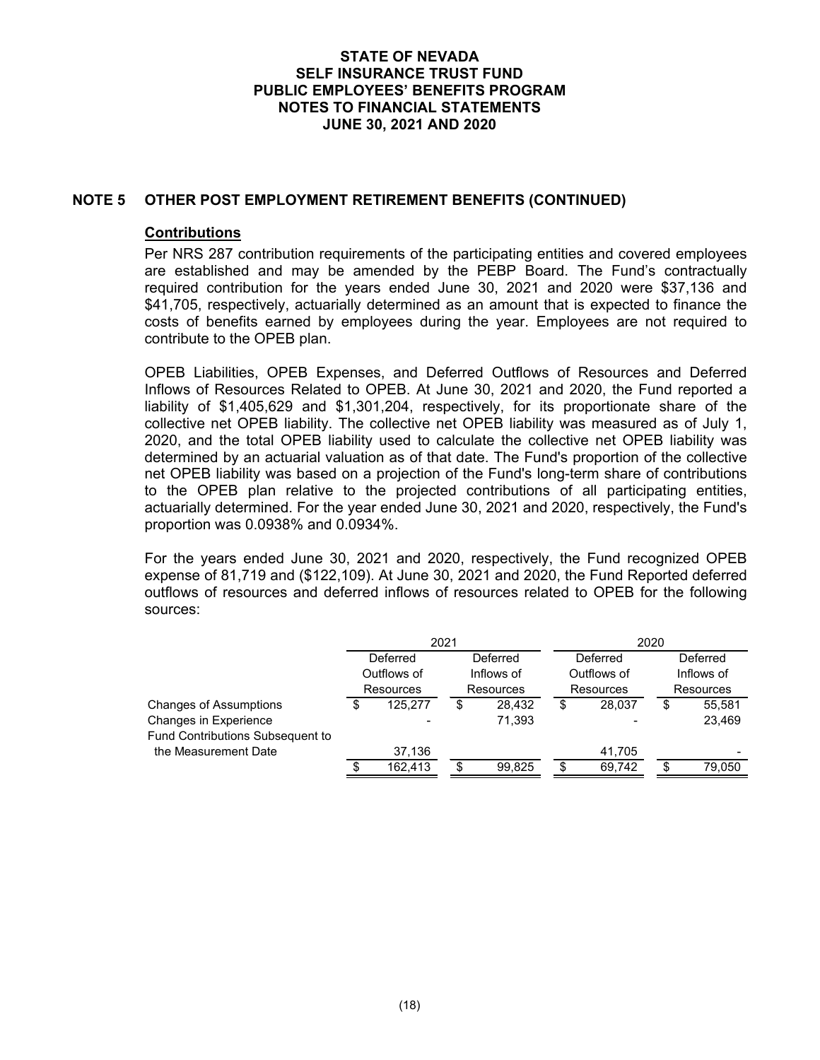# STATE OF NEVADA
## SELF INSURANCE TRUST FUND
## PUBLIC EMPLOYEES' BENEFITS PROGRAM
## NOTES TO FINANCIAL STATEMENTS
## JUNE 30, 2021 AND 2020

## NOTE 5 OTHER POST EMPLOYMENT RETIREMENT BENEFITS (CONTINUED)

### Contributions

Per NRS 287 contribution requirements of the participating entities and covered employees are established and may be amended by the PEBP Board. The Fund's contractually required contribution for the years ended June 30, 2021 and 2020 were $37,136 and $41,705, respectively, actuarially determined as an amount that is expected to finance the costs of benefits earned by employees during the year. Employees are not required to contribute to the OPEB plan.

OPEB Liabilities, OPEB Expenses, and Deferred Outflows of Resources and Deferred Inflows of Resources Related to OPEB. At June 30, 2021 and 2020, the Fund reported a liability of $1,405,629 and $1,301,204, respectively, for its proportionate share of the collective net OPEB liability. The collective net OPEB liability was measured as of July 1, 2020, and the total OPEB liability used to calculate the collective net OPEB liability was determined by an actuarial valuation as of that date. The Fund's proportion of the collective net OPEB liability was based on a projection of the Fund's long-term share of contributions to the OPEB plan relative to the projected contributions of all participating entities, actuarially determined. For the year ended June 30, 2021 and 2020, respectively, the Fund's proportion was 0.0938% and 0.0934%.

For the years ended June 30, 2021 and 2020, respectively, the Fund recognized OPEB expense of 81,719 and ($122,109). At June 30, 2021 and 2020, the Fund Reported deferred outflows of resources and deferred inflows of resources related to OPEB for the following sources:

| | 2021 | | 2020 | |
|---|---|---|---|---|
| | Deferred Outflows of Resources | Deferred Inflows of Resources | Deferred Outflows of Resources | Deferred Inflows of Resources |
| Changes of Assumptions | $ 125,277 | $ 28,432 | $ 28,037 | $ 55,581 |
| Changes in Experience | - | 71,393 | - | 23,469 |
| Fund Contributions Subsequent to the Measurement Date | 37,136 | | 41,705 | - |
| | $ 162,413 | $ 99,825 | $ 69,742 | $ 79,050 |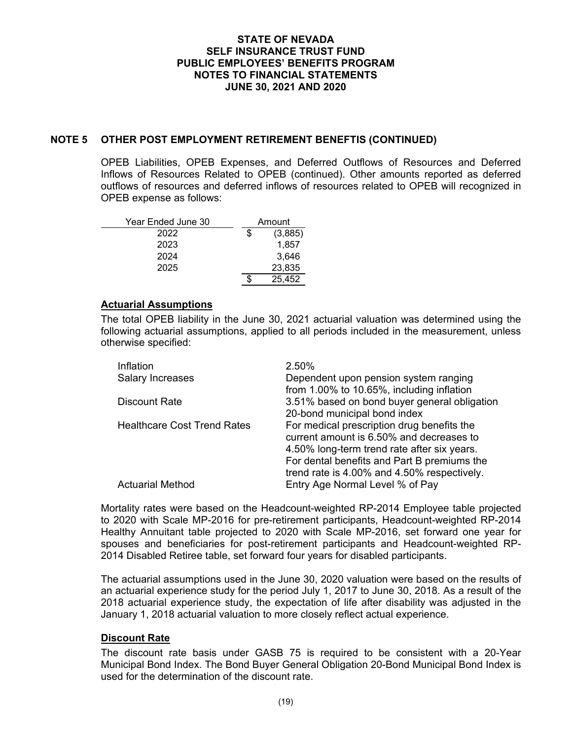# STATE OF NEVADA
# SELF INSURANCE TRUST FUND
# PUBLIC EMPLOYEES' BENEFITS PROGRAM
# NOTES TO FINANCIAL STATEMENTS
# JUNE 30, 2021 AND 2020

## NOTE 5 OTHER POST EMPLOYMENT RETIREMENT BENEFTIS (CONTINUED)

OPEB Liabilities, OPEB Expenses, and Deferred Outflows of Resources and Deferred Inflows of Resources Related to OPEB (continued). Other amounts reported as deferred outflows of resources and deferred inflows of resources related to OPEB will recognized in OPEB expense as follows:

| Year Ended June 30 | Amount |
|---|---|
| 2022 | $ (3,885) |
| 2023 | 1,857 |
| 2024 | 3,646 |
| 2025 | 23,835 |
| | $ 25,452 |

### Actuarial Assumptions

The total OPEB liability in the June 30, 2021 actuarial valuation was determined using the following actuarial assumptions, applied to all periods included in the measurement, unless otherwise specified:

| | |
|---|---|
| Inflation | 2.50% |
| Salary Increases | Dependent upon pension system ranging from 1.00% to 10.65%, including inflation |
| Discount Rate | 3.51% based on bond buyer general obligation 20-bond municipal bond index |
| Healthcare Cost Trend Rates | For medical prescription drug benefits the current amount is 6.50% and decreases to 4.50% long-term trend rate after six years. For dental benefits and Part B premiums the trend rate is 4.00% and 4.50% respectively. |
| Actuarial Method | Entry Age Normal Level % of Pay |

Mortality rates were based on the Headcount-weighted RP-2014 Employee table projected to 2020 with Scale MP-2016 for pre-retirement participants, Headcount-weighted RP-2014 Healthy Annuitant table projected to 2020 with Scale MP-2016, set forward one year for spouses and beneficiaries for post-retirement participants and Headcount-weighted RP-2014 Disabled Retiree table, set forward four years for disabled participants.

The actuarial assumptions used in the June 30, 2020 valuation were based on the results of an actuarial experience study for the period July 1, 2017 to June 30, 2018. As a result of the 2018 actuarial experience study, the expectation of life after disability was adjusted in the January 1, 2018 actuarial valuation to more closely reflect actual experience.

### Discount Rate

The discount rate basis under GASB 75 is required to be consistent with a 20-Year Municipal Bond Index. The Bond Buyer General Obligation 20-Bond Municipal Bond Index is used for the determination of the discount rate.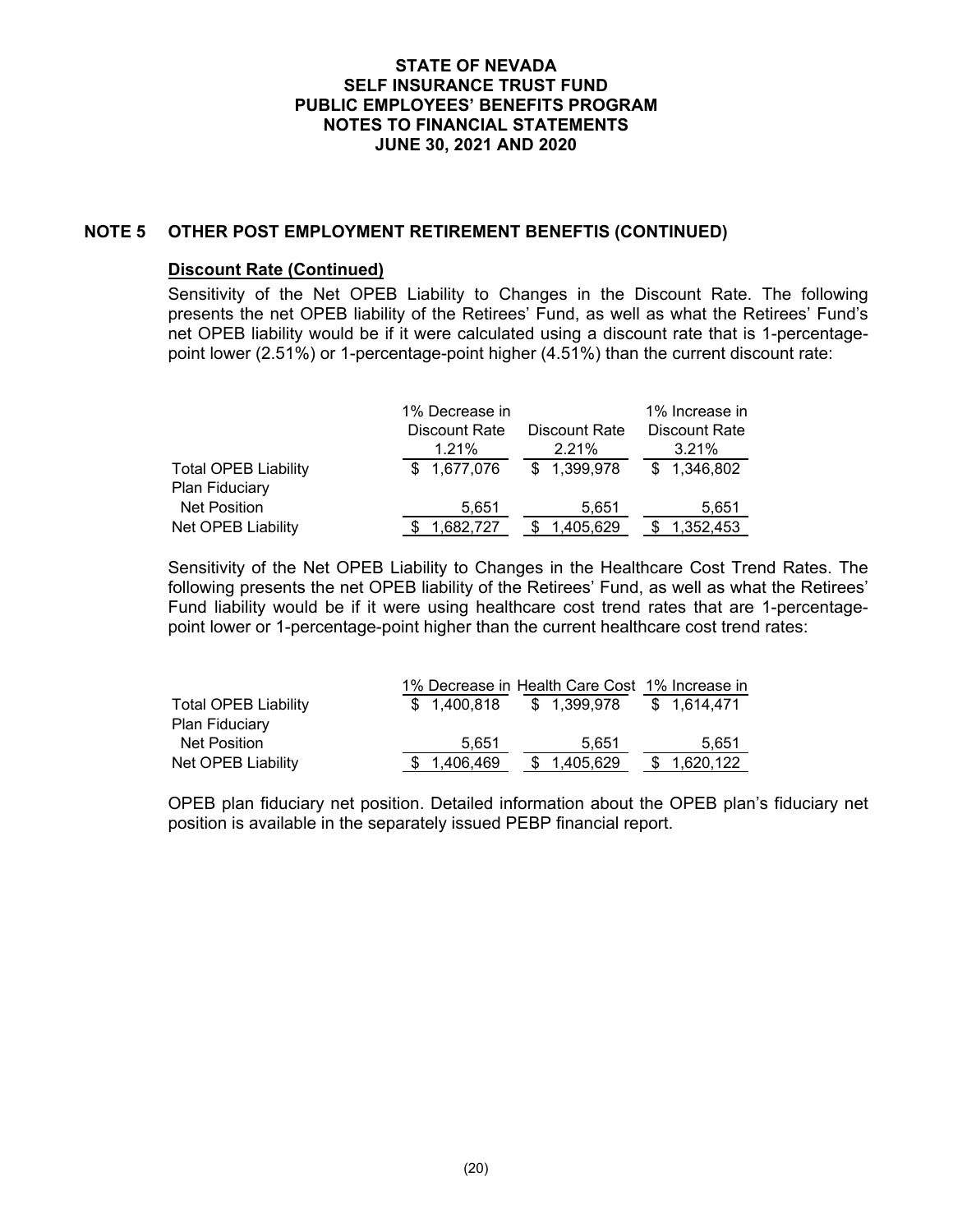## NOTE 5 OTHER POST EMPLOYMENT RETIREMENT BENEFTIS (CONTINUED)

### Discount Rate (Continued)

Sensitivity of the Net OPEB Liability to Changes in the Discount Rate. The following presents the net OPEB liability of the Retirees' Fund, as well as what the Retirees' Fund's net OPEB liability would be if it were calculated using a discount rate that is 1-percentage-point lower (2.51%) or 1-percentage-point higher (4.51%) than the current discount rate:

| | 1% Decrease in Discount Rate 1.21% | Discount Rate 2.21% | 1% Increase in Discount Rate 3.21% |
|---|---|---|---|
| Total OPEB Liability | $ 1,677,076 | $ 1,399,978 | $ 1,346,802 |
| Plan Fiduciary Net Position | 5,651 | 5,651 | 5,651 |
| Net OPEB Liability | $ 1,682,727 | $ 1,405,629 | $ 1,352,453 |

Sensitivity of the Net OPEB Liability to Changes in the Healthcare Cost Trend Rates. The following presents the net OPEB liability of the Retirees' Fund, as well as what the Retirees' Fund liability would be if it were using healthcare cost trend rates that are 1-percentage-point lower or 1-percentage-point higher than the current healthcare cost trend rates:

| | 1% Decrease in | Health Care Cost | 1% Increase in |
|---|---|---|---|
| Total OPEB Liability | $ 1,400,818 | $ 1,399,978 | $ 1,614,471 |
| Plan Fiduciary Net Position | 5,651 | 5,651 | 5,651 |
| Net OPEB Liability | $ 1,406,469 | $ 1,405,629 | $ 1,620,122 |

OPEB plan fiduciary net position. Detailed information about the OPEB plan's fiduciary net position is available in the separately issued PEBP financial report.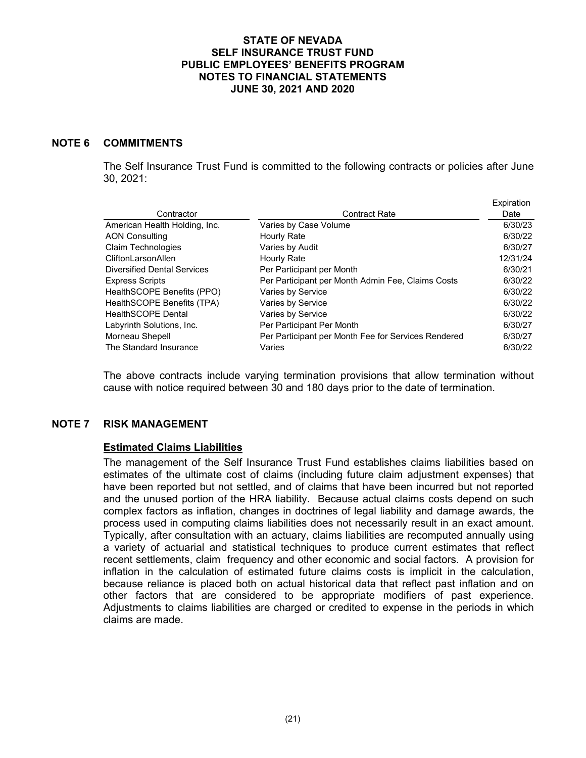## NOTE 6 COMMITMENTS

The Self Insurance Trust Fund is committed to the following contracts or policies after June 30, 2021:

| Contractor | Contract Rate | Expiration Date |
|---|---|---|
| American Health Holding, Inc. | Varies by Case Volume | 6/30/23 |
| AON Consulting | Hourly Rate | 6/30/22 |
| Claim Technologies | Varies by Audit | 6/30/27 |
| CliftonLarsonAllen | Hourly Rate | 12/31/24 |
| Diversified Dental Services | Per Participant per Month | 6/30/21 |
| Express Scripts | Per Participant per Month Admin Fee, Claims Costs | 6/30/22 |
| HealthSCOPE Benefits (PPO) | Varies by Service | 6/30/22 |
| HealthSCOPE Benefits (TPA) | Varies by Service | 6/30/22 |
| HealthSCOPE Dental | Varies by Service | 6/30/22 |
| Labyrinth Solutions, Inc. | Per Participant Per Month | 6/30/27 |
| Morneau Shepell | Per Participant per Month Fee for Services Rendered | 6/30/27 |
| The Standard Insurance | Varies | 6/30/22 |

The above contracts include varying termination provisions that allow termination without cause with notice required between 30 and 180 days prior to the date of termination.

## NOTE 7 RISK MANAGEMENT

### Estimated Claims Liabilities

The management of the Self Insurance Trust Fund establishes claims liabilities based on estimates of the ultimate cost of claims (including future claim adjustment expenses) that have been reported but not settled, and of claims that have been incurred but not reported and the unused portion of the HRA liability. Because actual claims costs depend on such complex factors as inflation, changes in doctrines of legal liability and damage awards, the process used in computing claims liabilities does not necessarily result in an exact amount. Typically, after consultation with an actuary, claims liabilities are recomputed annually using a variety of actuarial and statistical techniques to produce current estimates that reflect recent settlements, claim frequency and other economic and social factors. A provision for inflation in the calculation of estimated future claims costs is implicit in the calculation, because reliance is placed both on actual historical data that reflect past inflation and on other factors that are considered to be appropriate modifiers of past experience. Adjustments to claims liabilities are charged or credited to expense in the periods in which claims are made.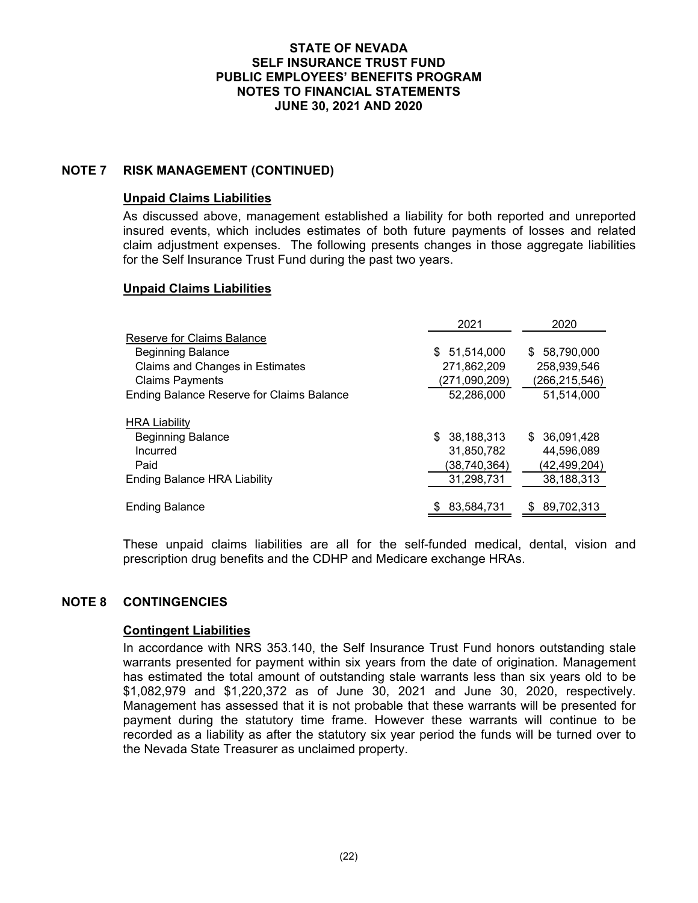# STATE OF NEVADA
# SELF INSURANCE TRUST FUND
# PUBLIC EMPLOYEES' BENEFITS PROGRAM
# NOTES TO FINANCIAL STATEMENTS
# JUNE 30, 2021 AND 2020

## NOTE 7 RISK MANAGEMENT (CONTINUED)

### Unpaid Claims Liabilities

As discussed above, management established a liability for both reported and unreported insured events, which includes estimates of both future payments of losses and related claim adjustment expenses. The following presents changes in those aggregate liabilities for the Self Insurance Trust Fund during the past two years.

### Unpaid Claims Liabilities

| | 2021 | 2020 |
|---|---|---|
| Reserve for Claims Balance | | |
| Beginning Balance | $ 51,514,000 | $ 58,790,000 |
| Claims and Changes in Estimates | 271,862,209 | 258,939,546 |
| Claims Payments | (271,090,209) | (266,215,546) |
| Ending Balance Reserve for Claims Balance | 52,286,000 | 51,514,000 |
| HRA Liability | | |
| Beginning Balance | $ 38,188,313 | $ 36,091,428 |
| Incurred | 31,850,782 | 44,596,089 |
| Paid | (38,740,364) | (42,499,204) |
| Ending Balance HRA Liability | 31,298,731 | 38,188,313 |
| Ending Balance | $ 83,584,731 | $ 89,702,313 |

These unpaid claims liabilities are all for the self-funded medical, dental, vision and prescription drug benefits and the CDHP and Medicare exchange HRAs.

## NOTE 8 CONTINGENCIES

### Contingent Liabilities

In accordance with NRS 353.140, the Self Insurance Trust Fund honors outstanding stale warrants presented for payment within six years from the date of origination. Management has estimated the total amount of outstanding stale warrants less than six years old to be $1,082,979 and $1,220,372 as of June 30, 2021 and June 30, 2020, respectively. Management has assessed that it is not probable that these warrants will be presented for payment during the statutory time frame. However these warrants will continue to be recorded as a liability as after the statutory six year period the funds will be turned over to the Nevada State Treasurer as unclaimed property.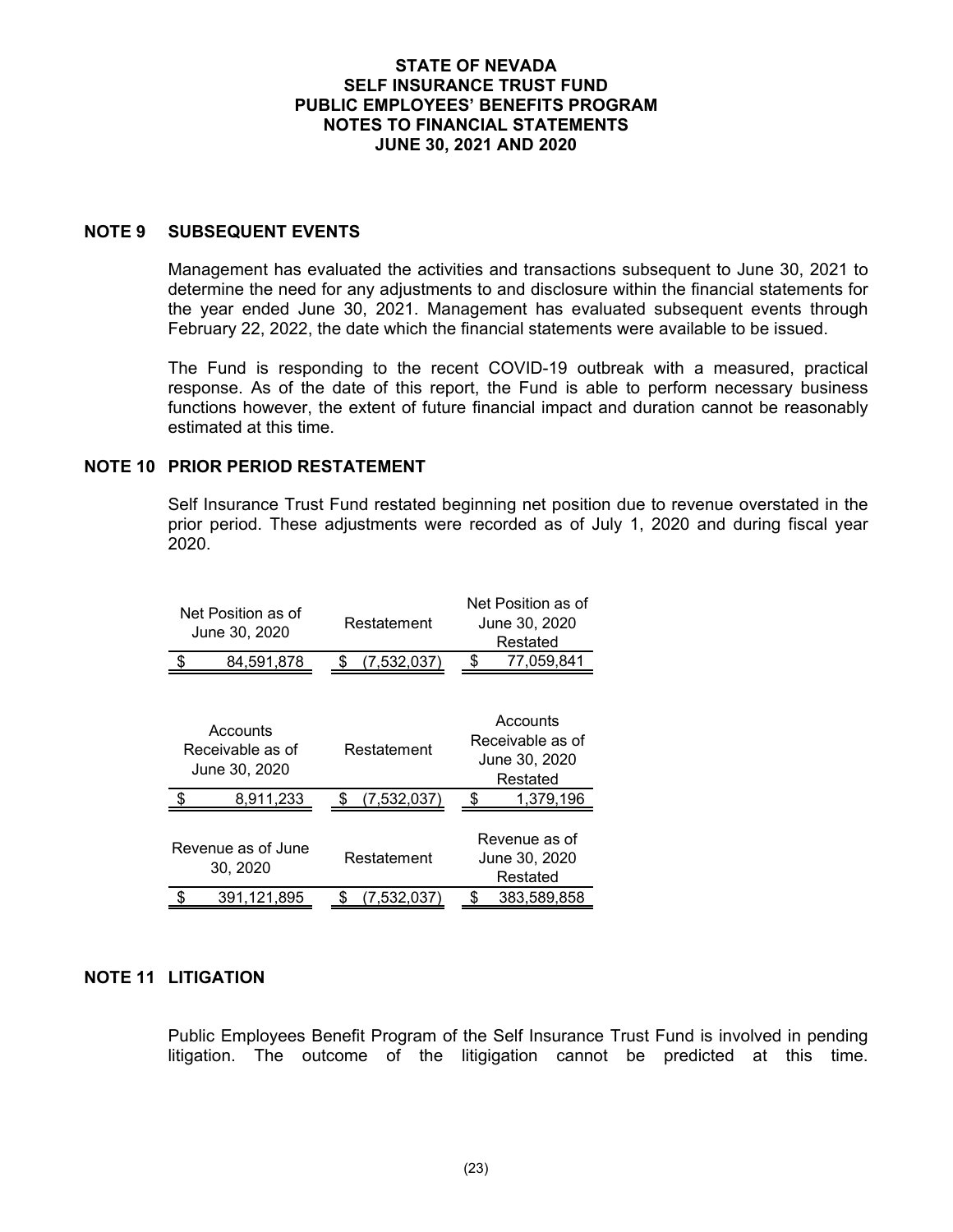# STATE OF NEVADA
## SELF INSURANCE TRUST FUND
## PUBLIC EMPLOYEES' BENEFITS PROGRAM
## NOTES TO FINANCIAL STATEMENTS
## JUNE 30, 2021 AND 2020

## NOTE 9 SUBSEQUENT EVENTS

Management has evaluated the activities and transactions subsequent to June 30, 2021 to determine the need for any adjustments to and disclosure within the financial statements for the year ended June 30, 2021. Management has evaluated subsequent events through February 22, 2022, the date which the financial statements were available to be issued.

The Fund is responding to the recent COVID-19 outbreak with a measured, practical response. As of the date of this report, the Fund is able to perform necessary business functions however, the extent of future financial impact and duration cannot be reasonably estimated at this time.

## NOTE 10 PRIOR PERIOD RESTATEMENT

Self Insurance Trust Fund restated beginning net position due to revenue overstated in the prior period. These adjustments were recorded as of July 1, 2020 and during fiscal year 2020.

| Net Position as of June 30, 2020 | Restatement | Net Position as of June 30, 2020 Restated |
|---|---|---|
| $ 84,591,878 | $ (7,532,037) | $ 77,059,841 |

| Accounts Receivable as of June 30, 2020 | Restatement | Accounts Receivable as of June 30, 2020 Restated |
|---|---|---|
| $ 8,911,233 | $ (7,532,037) | $ 1,379,196 |

| Revenue as of June 30, 2020 | Restatement | Revenue as of June 30, 2020 Restated |
|---|---|---|
| $ 391,121,895 | $ (7,532,037) | $ 383,589,858 |

## NOTE 11 LITIGATION

Public Employees Benefit Program of the Self Insurance Trust Fund is involved in pending litigation. The outcome of the litigigation cannot be predicted at this time.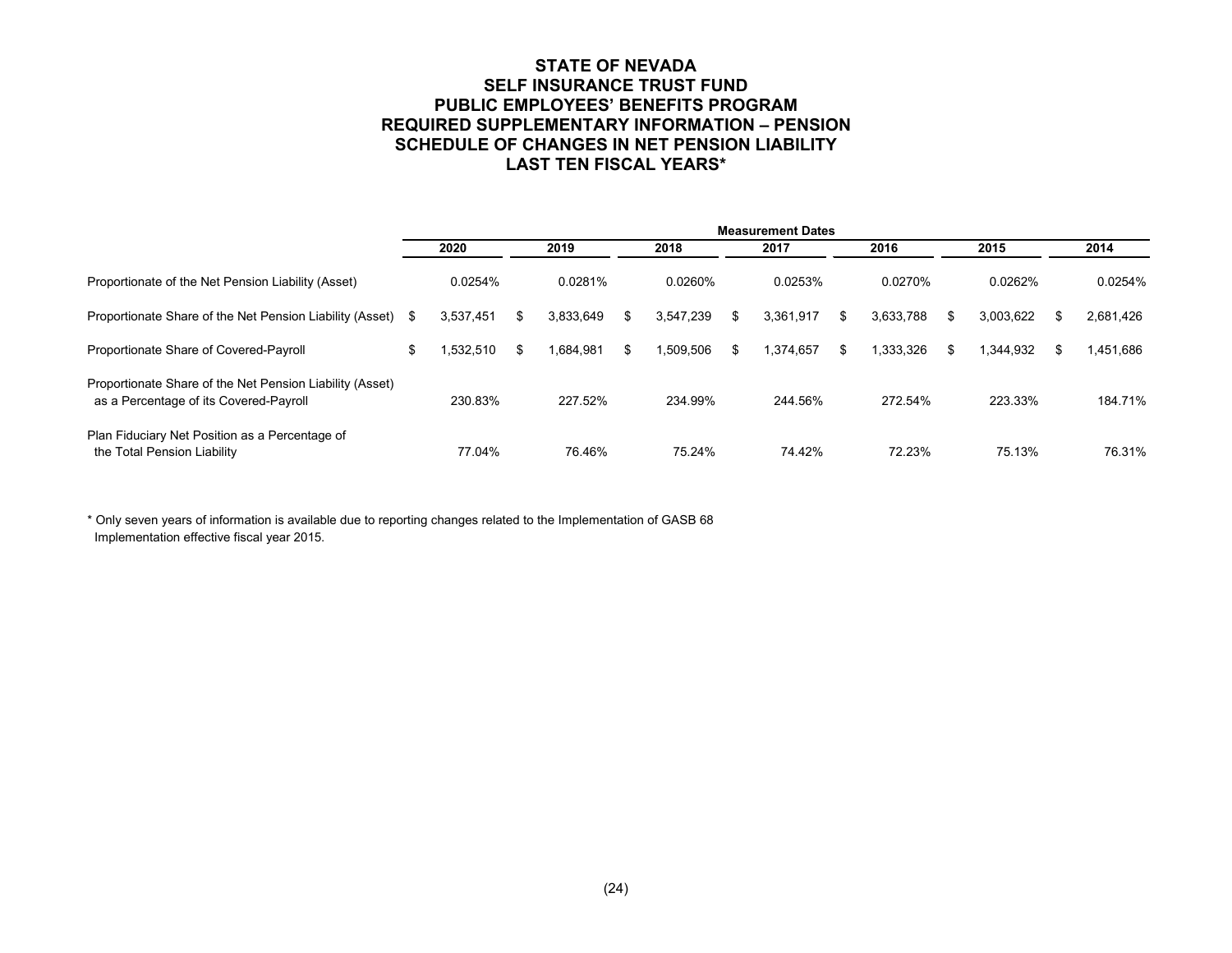# STATE OF NEVADA
## SELF INSURANCE TRUST FUND
## PUBLIC EMPLOYEES' BENEFITS PROGRAM
## REQUIRED SUPPLEMENTARY INFORMATION – PENSION
## SCHEDULE OF CHANGES IN NET PENSION LIABILITY
## LAST TEN FISCAL YEARS*

| | Measurement Dates | | | | | | |
|---|---|---|---|---|---|---|---|
| | 2020 | 2019 | 2018 | 2017 | 2016 | 2015 | 2014 |
| Proportionate of the Net Pension Liability (Asset) | 0.0254% | 0.0281% | 0.0260% | 0.0253% | 0.0270% | 0.0262% | 0.0254% |
| Proportionate Share of the Net Pension Liability (Asset) | $ 3,537,451 | $ 3,833,649 | $ 3,547,239 | $ 3,361,917 | $ 3,633,788 | $ 3,003,622 | $ 2,681,426 |
| Proportionate Share of Covered-Payroll | $ 1,532,510 | $ 1,684,981 | $ 1,509,506 | $ 1,374,657 | $ 1,333,326 | $ 1,344,932 | $ 1,451,686 |
| Proportionate Share of the Net Pension Liability (Asset) as a Percentage of its Covered-Payroll | 230.83% | 227.52% | 234.99% | 244.56% | 272.54% | 223.33% | 184.71% |
| Plan Fiduciary Net Position as a Percentage of the Total Pension Liability | 77.04% | 76.46% | 75.24% | 74.42% | 72.23% | 75.13% | 76.31% |

\* Only seven years of information is available due to reporting changes related to the Implementation of GASB 68 Implementation effective fiscal year 2015.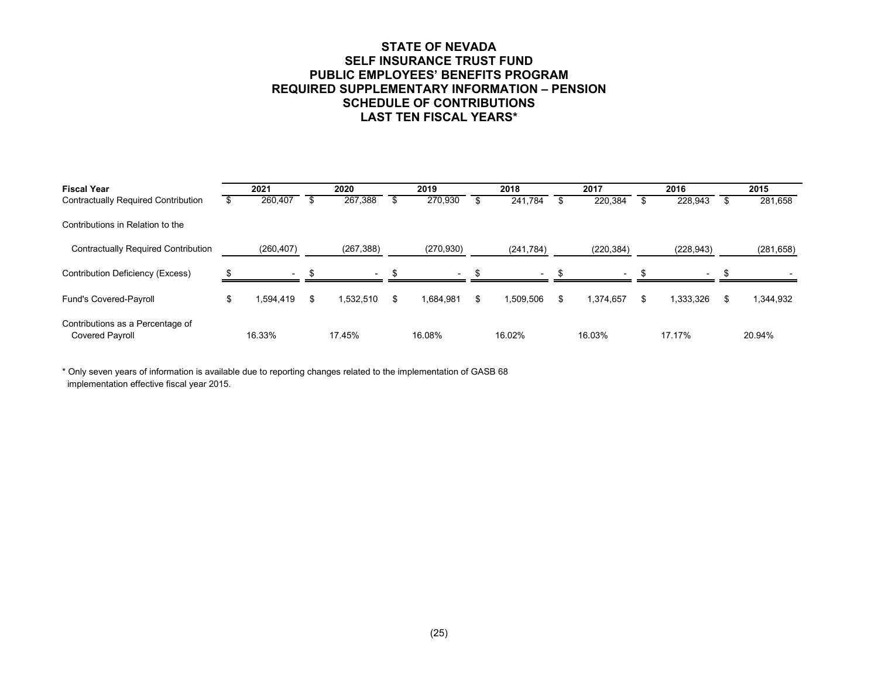# STATE OF NEVADA
## SELF INSURANCE TRUST FUND
## PUBLIC EMPLOYEES' BENEFITS PROGRAM
## REQUIRED SUPPLEMENTARY INFORMATION – PENSION
## SCHEDULE OF CONTRIBUTIONS
## LAST TEN FISCAL YEARS*

| Fiscal Year | 2021 | 2020 | 2019 | 2018 | 2017 | 2016 | 2015 |
|---|---|---|---|---|---|---|---|
| Contractually Required Contribution | $ 260,407 | $ 267,388 | $ 270,930 | $ 241,784 | $ 220,384 | $ 228,943 | $ 281,658 |
| Contributions in Relation to the Contractually Required Contribution | (260,407) | (267,388) | (270,930) | (241,784) | (220,384) | (228,943) | (281,658) |
| Contribution Deficiency (Excess) | $ - | $ - | $ - | $ - | $ - | $ - | $ - |
| Fund's Covered-Payroll | $ 1,594,419 | $ 1,532,510 | $ 1,684,981 | $ 1,509,506 | $ 1,374,657 | $ 1,333,326 | $ 1,344,932 |
| Contributions as a Percentage of Covered Payroll | 16.33% | 17.45% | 16.08% | 16.02% | 16.03% | 17.17% | 20.94% |

* Only seven years of information is available due to reporting changes related to the implementation of GASB 68 implementation effective fiscal year 2015.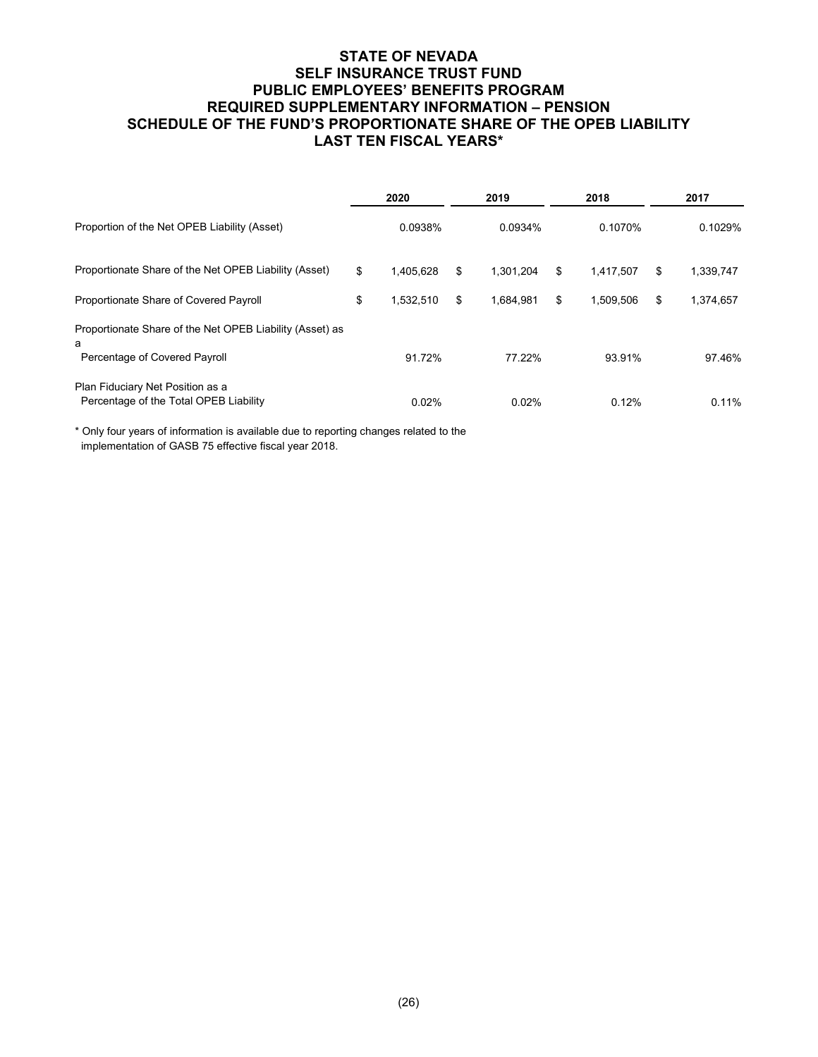# STATE OF NEVADA
# SELF INSURANCE TRUST FUND
# PUBLIC EMPLOYEES' BENEFITS PROGRAM
# REQUIRED SUPPLEMENTARY INFORMATION – PENSION
# SCHEDULE OF THE FUND'S PROPORTIONATE SHARE OF THE OPEB LIABILITY
# LAST TEN FISCAL YEARS*

| | 2020 | 2019 | 2018 | 2017 |
|---|---|---|---|---|
| Proportion of the Net OPEB Liability (Asset) | 0.0938% | 0.0934% | 0.1070% | 0.1029% |
| Proportionate Share of the Net OPEB Liability (Asset) | $ 1,405,628 | $ 1,301,204 | $ 1,417,507 | $ 1,339,747 |
| Proportionate Share of Covered Payroll | $ 1,532,510 | $ 1,684,981 | $ 1,509,506 | $ 1,374,657 |
| Proportionate Share of the Net OPEB Liability (Asset) as a Percentage of Covered Payroll | 91.72% | 77.22% | 93.91% | 97.46% |
| Plan Fiduciary Net Position as a Percentage of the Total OPEB Liability | 0.02% | 0.02% | 0.12% | 0.11% |

* Only four years of information is available due to reporting changes related to the implementation of GASB 75 effective fiscal year 2018.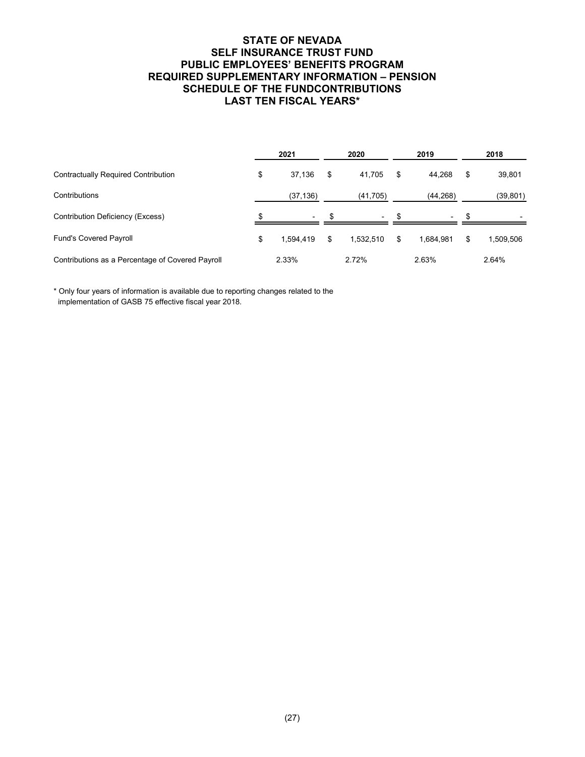# STATE OF NEVADA
# SELF INSURANCE TRUST FUND
# PUBLIC EMPLOYEES' BENEFITS PROGRAM
# REQUIRED SUPPLEMENTARY INFORMATION – PENSION
# SCHEDULE OF THE FUNDCONTRIBUTIONS
# LAST TEN FISCAL YEARS*

| | 2021 | 2020 | 2019 | 2018 |
|---|---|---|---|---|
| Contractually Required Contribution | $ 37,136 | $ 41,705 | $ 44,268 | $ 39,801 |
| Contributions | (37,136) | (41,705) | (44,268) | (39,801) |
| Contribution Deficiency (Excess) | $ - | $ - | $ - | $ - |
| Fund's Covered Payroll | $ 1,594,419 | $ 1,532,510 | $ 1,684,981 | $ 1,509,506 |
| Contributions as a Percentage of Covered Payroll | 2.33% | 2.72% | 2.63% | 2.64% |

* Only four years of information is available due to reporting changes related to the implementation of GASB 75 effective fiscal year 2018.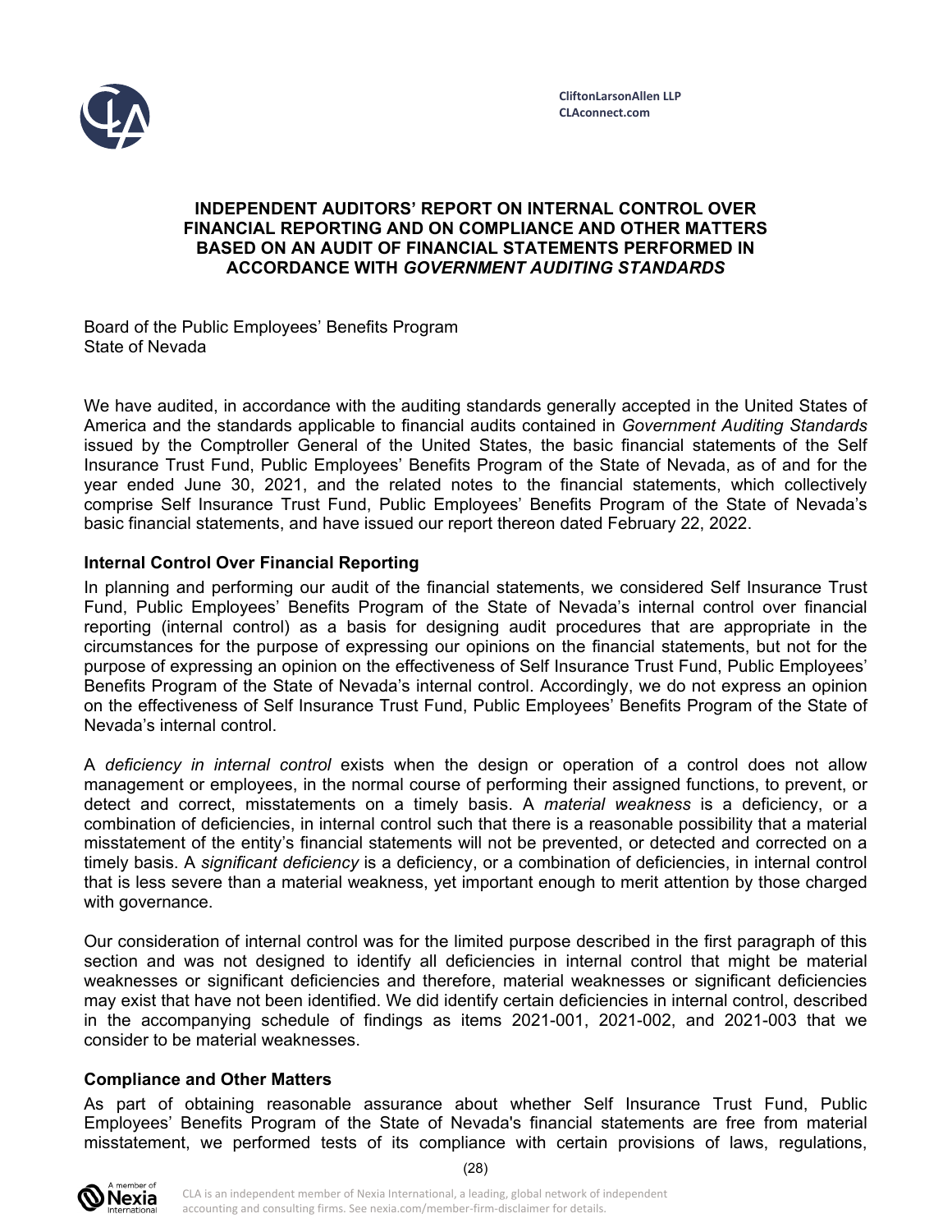CliftonLarsonAllen LLP
CLAconnect.com

# INDEPENDENT AUDITORS' REPORT ON INTERNAL CONTROL OVER FINANCIAL REPORTING AND ON COMPLIANCE AND OTHER MATTERS BASED ON AN AUDIT OF FINANCIAL STATEMENTS PERFORMED IN ACCORDANCE WITH *GOVERNMENT AUDITING STANDARDS*

Board of the Public Employees' Benefits Program
State of Nevada

We have audited, in accordance with the auditing standards generally accepted in the United States of America and the standards applicable to financial audits contained in *Government Auditing Standards* issued by the Comptroller General of the United States, the basic financial statements of the Self Insurance Trust Fund, Public Employees' Benefits Program of the State of Nevada, as of and for the year ended June 30, 2021, and the related notes to the financial statements, which collectively comprise Self Insurance Trust Fund, Public Employees' Benefits Program of the State of Nevada's basic financial statements, and have issued our report thereon dated February 22, 2022.

## Internal Control Over Financial Reporting

In planning and performing our audit of the financial statements, we considered Self Insurance Trust Fund, Public Employees' Benefits Program of the State of Nevada's internal control over financial reporting (internal control) as a basis for designing audit procedures that are appropriate in the circumstances for the purpose of expressing our opinions on the financial statements, but not for the purpose of expressing an opinion on the effectiveness of Self Insurance Trust Fund, Public Employees' Benefits Program of the State of Nevada's internal control. Accordingly, we do not express an opinion on the effectiveness of Self Insurance Trust Fund, Public Employees' Benefits Program of the State of Nevada's internal control.

A *deficiency in internal control* exists when the design or operation of a control does not allow management or employees, in the normal course of performing their assigned functions, to prevent, or detect and correct, misstatements on a timely basis. A *material weakness* is a deficiency, or a combination of deficiencies, in internal control such that there is a reasonable possibility that a material misstatement of the entity's financial statements will not be prevented, or detected and corrected on a timely basis. A *significant deficiency* is a deficiency, or a combination of deficiencies, in internal control that is less severe than a material weakness, yet important enough to merit attention by those charged with governance.

Our consideration of internal control was for the limited purpose described in the first paragraph of this section and was not designed to identify all deficiencies in internal control that might be material weaknesses or significant deficiencies and therefore, material weaknesses or significant deficiencies may exist that have not been identified. We did identify certain deficiencies in internal control, described in the accompanying schedule of findings as items 2021-001, 2021-002, and 2021-003 that we consider to be material weaknesses.

## Compliance and Other Matters

As part of obtaining reasonable assurance about whether Self Insurance Trust Fund, Public Employees' Benefits Program of the State of Nevada's financial statements are free from material misstatement, we performed tests of its compliance with certain provisions of laws, regulations,

CLA is an independent member of Nexia International, a leading, global network of independent accounting and consulting firms. See nexia.com/member-firm-disclaimer for details.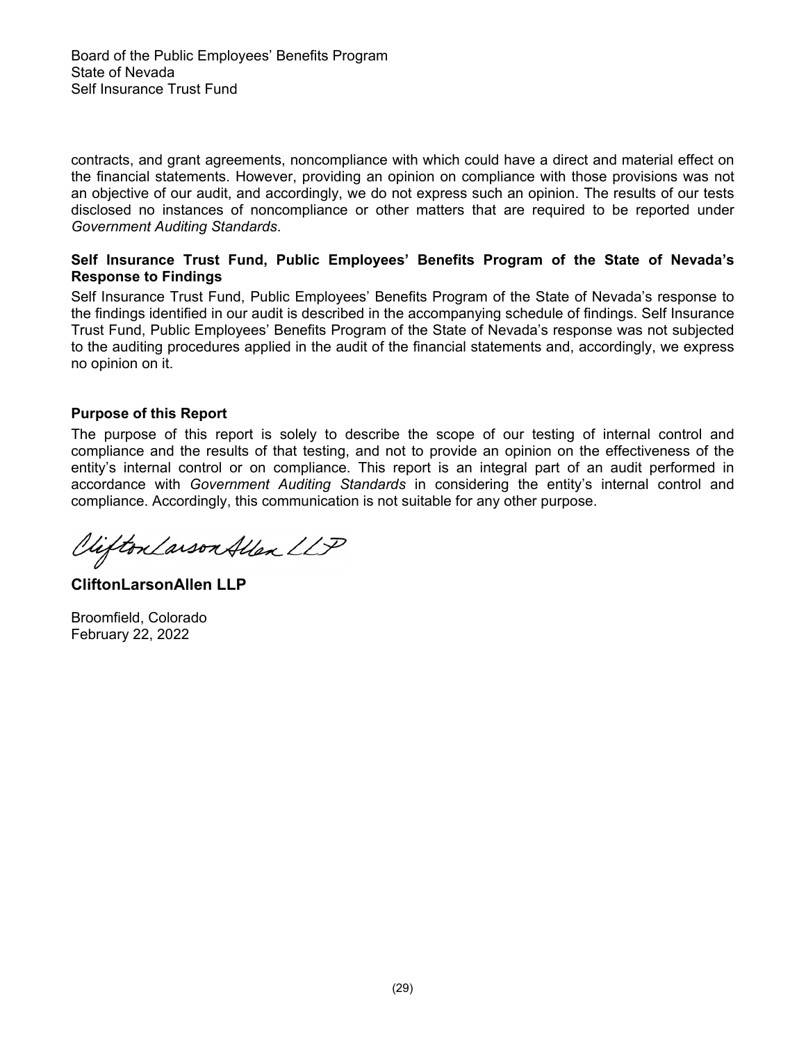Board of the Public Employees' Benefits Program
State of Nevada
Self Insurance Trust Fund

contracts, and grant agreements, noncompliance with which could have a direct and material effect on the financial statements. However, providing an opinion on compliance with those provisions was not an objective of our audit, and accordingly, we do not express such an opinion. The results of our tests disclosed no instances of noncompliance or other matters that are required to be reported under *Government Auditing Standards*.

**Self Insurance Trust Fund, Public Employees' Benefits Program of the State of Nevada's Response to Findings**

Self Insurance Trust Fund, Public Employees' Benefits Program of the State of Nevada's response to the findings identified in our audit is described in the accompanying schedule of findings. Self Insurance Trust Fund, Public Employees' Benefits Program of the State of Nevada's response was not subjected to the auditing procedures applied in the audit of the financial statements and, accordingly, we express no opinion on it.

**Purpose of this Report**

The purpose of this report is solely to describe the scope of our testing of internal control and compliance and the results of that testing, and not to provide an opinion on the effectiveness of the entity's internal control or on compliance. This report is an integral part of an audit performed in accordance with *Government Auditing Standards* in considering the entity's internal control and compliance. Accordingly, this communication is not suitable for any other purpose.

CliftonLarsonAllen LLP

**CliftonLarsonAllen LLP**

Broomfield, Colorado
February 22, 2022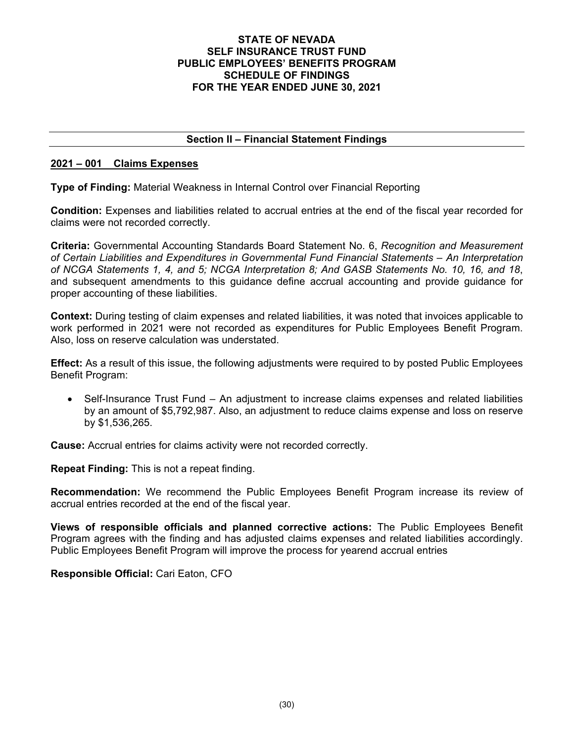**STATE OF NEVADA**
**SELF INSURANCE TRUST FUND**
**PUBLIC EMPLOYEES' BENEFITS PROGRAM**
**SCHEDULE OF FINDINGS**
**FOR THE YEAR ENDED JUNE 30, 2021**

## Section II – Financial Statement Findings

### 2021 – 001 Claims Expenses

**Type of Finding:** Material Weakness in Internal Control over Financial Reporting

**Condition:** Expenses and liabilities related to accrual entries at the end of the fiscal year recorded for claims were not recorded correctly.

**Criteria:** Governmental Accounting Standards Board Statement No. 6, *Recognition and Measurement of Certain Liabilities and Expenditures in Governmental Fund Financial Statements – An Interpretation of NCGA Statements 1, 4, and 5; NCGA Interpretation 8; And GASB Statements No. 10, 16, and 18*, and subsequent amendments to this guidance define accrual accounting and provide guidance for proper accounting of these liabilities.

**Context:** During testing of claim expenses and related liabilities, it was noted that invoices applicable to work performed in 2021 were not recorded as expenditures for Public Employees Benefit Program. Also, loss on reserve calculation was understated.

**Effect:** As a result of this issue, the following adjustments were required to by posted Public Employees Benefit Program:

- Self-Insurance Trust Fund – An adjustment to increase claims expenses and related liabilities by an amount of $5,792,987. Also, an adjustment to reduce claims expense and loss on reserve by $1,536,265.

**Cause:** Accrual entries for claims activity were not recorded correctly.

**Repeat Finding:** This is not a repeat finding.

**Recommendation:** We recommend the Public Employees Benefit Program increase its review of accrual entries recorded at the end of the fiscal year.

**Views of responsible officials and planned corrective actions:** The Public Employees Benefit Program agrees with the finding and has adjusted claims expenses and related liabilities accordingly. Public Employees Benefit Program will improve the process for yearend accrual entries

**Responsible Official:** Cari Eaton, CFO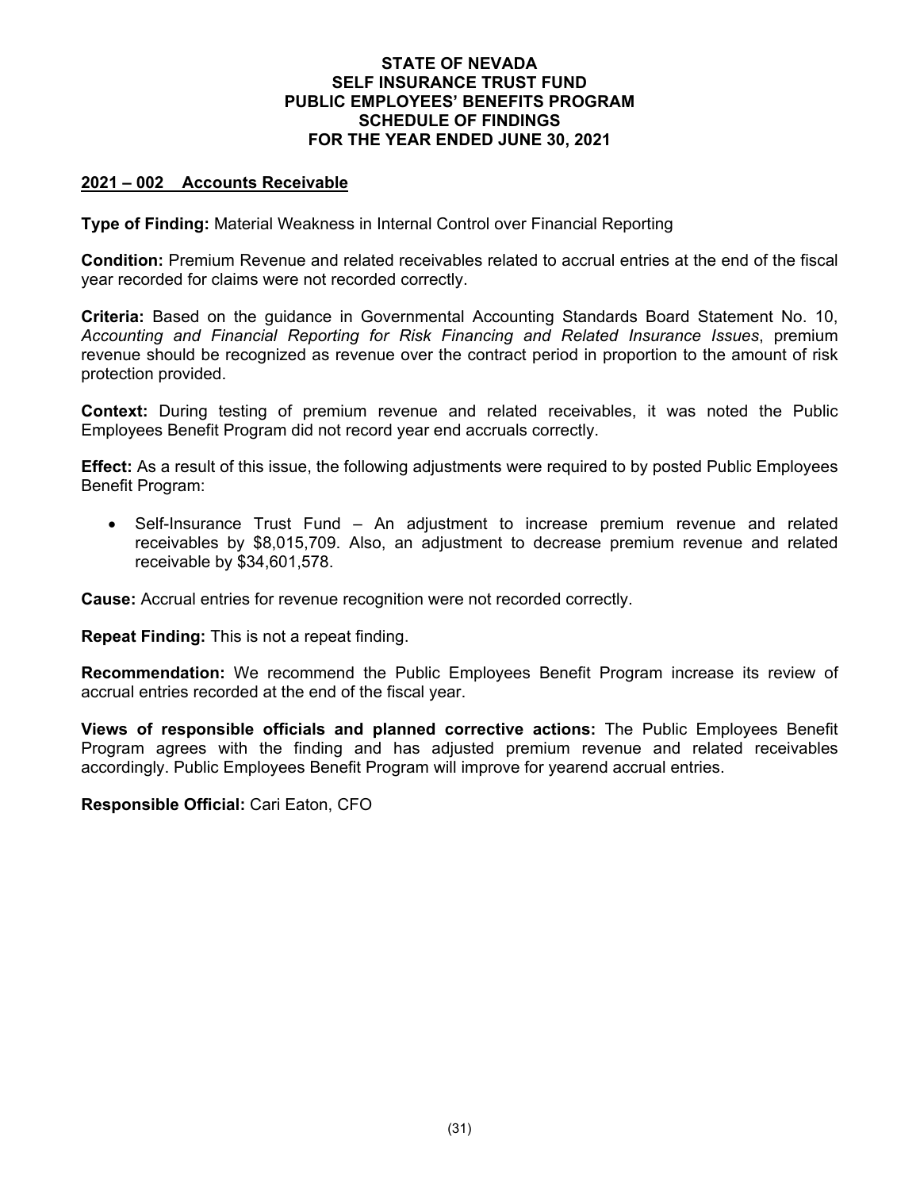# STATE OF NEVADA
# SELF INSURANCE TRUST FUND
# PUBLIC EMPLOYEES' BENEFITS PROGRAM
# SCHEDULE OF FINDINGS
# FOR THE YEAR ENDED JUNE 30, 2021

## 2021 – 002 Accounts Receivable

**Type of Finding:** Material Weakness in Internal Control over Financial Reporting

**Condition:** Premium Revenue and related receivables related to accrual entries at the end of the fiscal year recorded for claims were not recorded correctly.

**Criteria:** Based on the guidance in Governmental Accounting Standards Board Statement No. 10, *Accounting and Financial Reporting for Risk Financing and Related Insurance Issues*, premium revenue should be recognized as revenue over the contract period in proportion to the amount of risk protection provided.

**Context:** During testing of premium revenue and related receivables, it was noted the Public Employees Benefit Program did not record year end accruals correctly.

**Effect:** As a result of this issue, the following adjustments were required to by posted Public Employees Benefit Program:

- Self-Insurance Trust Fund – An adjustment to increase premium revenue and related receivables by $8,015,709. Also, an adjustment to decrease premium revenue and related receivable by $34,601,578.

**Cause:** Accrual entries for revenue recognition were not recorded correctly.

**Repeat Finding:** This is not a repeat finding.

**Recommendation:** We recommend the Public Employees Benefit Program increase its review of accrual entries recorded at the end of the fiscal year.

**Views of responsible officials and planned corrective actions:** The Public Employees Benefit Program agrees with the finding and has adjusted premium revenue and related receivables accordingly. Public Employees Benefit Program will improve for yearend accrual entries.

**Responsible Official:** Cari Eaton, CFO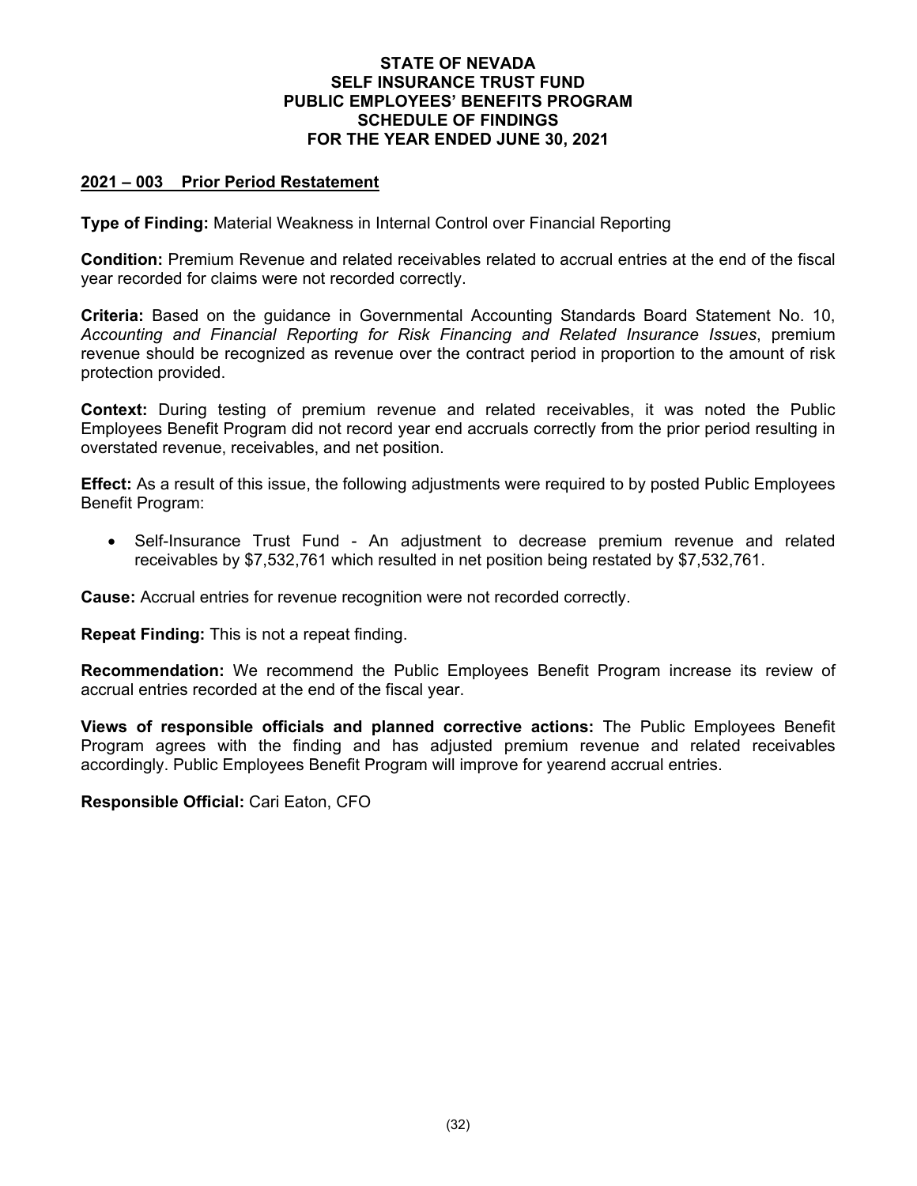**STATE OF NEVADA**
**SELF INSURANCE TRUST FUND**
**PUBLIC EMPLOYEES' BENEFITS PROGRAM**
**SCHEDULE OF FINDINGS**
**FOR THE YEAR ENDED JUNE 30, 2021**

## 2021 – 003 Prior Period Restatement

**Type of Finding:** Material Weakness in Internal Control over Financial Reporting

**Condition:** Premium Revenue and related receivables related to accrual entries at the end of the fiscal year recorded for claims were not recorded correctly.

**Criteria:** Based on the guidance in Governmental Accounting Standards Board Statement No. 10, *Accounting and Financial Reporting for Risk Financing and Related Insurance Issues*, premium revenue should be recognized as revenue over the contract period in proportion to the amount of risk protection provided.

**Context:** During testing of premium revenue and related receivables, it was noted the Public Employees Benefit Program did not record year end accruals correctly from the prior period resulting in overstated revenue, receivables, and net position.

**Effect:** As a result of this issue, the following adjustments were required to by posted Public Employees Benefit Program:

- Self-Insurance Trust Fund - An adjustment to decrease premium revenue and related receivables by $7,532,761 which resulted in net position being restated by $7,532,761.

**Cause:** Accrual entries for revenue recognition were not recorded correctly.

**Repeat Finding:** This is not a repeat finding.

**Recommendation:** We recommend the Public Employees Benefit Program increase its review of accrual entries recorded at the end of the fiscal year.

**Views of responsible officials and planned corrective actions:** The Public Employees Benefit Program agrees with the finding and has adjusted premium revenue and related receivables accordingly. Public Employees Benefit Program will improve for yearend accrual entries.

**Responsible Official:** Cari Eaton, CFO